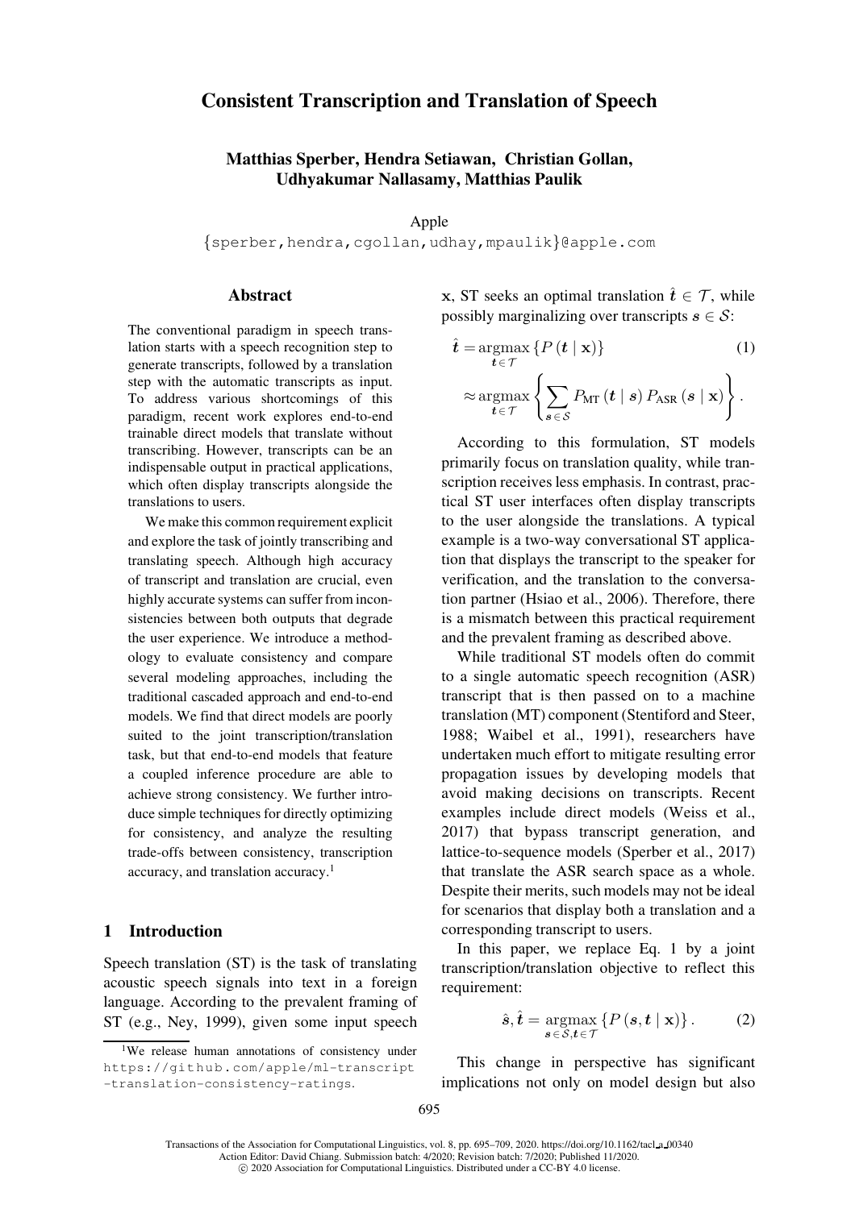# Consistent Transcription and Translation of Speech

**Matthias Sperber, Hendra Setiawan, Christian Gollan, Udhyakumar Nallasamy, Matthias Paulik**

Apple

{sperber,hendra,cgollan,udhay,mpaulik}@apple.com

## Abstract

The conventional paradigm in speech translation starts with a speech recognition step to generate transcripts, followed by a translation step with the automatic transcripts as input. To address various shortcomings of this paradigm, recent work explores end-to-end trainable direct models that translate without transcribing. However, transcripts can be an indispensable output in practical applications, which often display transcripts alongside the translations to users.

We make this common requirement explicit and explore the task of jointly transcribing and translating speech. Although high accuracy of transcript and translation are crucial, even highly accurate systems can suffer from inconsistencies between both outputs that degrade the user experience. We introduce a methodology to evaluate consistency and compare several modeling approaches, including the traditional cascaded approach and end-to-end models. We find that direct models are poorly suited to the joint transcription/translation task, but that end-to-end models that feature a coupled inference procedure are able to achieve strong consistency. We further introduce simple techniques for directly optimizing for consistency, and analyze the resulting trade-offs between consistency, transcription accuracy, and translation accuracy.[1]

## 1 Introduction

Speech translation (ST) is the task of translating acoustic speech signals into text in a foreign language. According to the prevalent framing of ST (e.g., Ney, 1999), given some input speech $\mathbf{x}$, ST seeks an optimal translation $\hat{\boldsymbol{t}} \in \mathcal{T}$, while possibly marginalizing over transcripts $\boldsymbol{s} \in \mathcal{S}$:

$$\hat{\boldsymbol{t}} = \underset{\boldsymbol{t} \in \mathcal{T}}{\operatorname{argmax}} \left\{ P\left(\boldsymbol{t} \mid \mathbf{x}\right) \right\} \approx \underset{\boldsymbol{t} \in \mathcal{T}}{\operatorname{argmax}} \left\{ \sum_{\boldsymbol{s} \in \mathcal{S}} P_{\text{MT}}\left(\boldsymbol{t} \mid \boldsymbol{s}\right) P_{\text{ASR}}\left(\boldsymbol{s} \mid \mathbf{x}\right) \right\}. \tag{1}$$

According to this formulation, ST models primarily focus on translation quality, while transcription receives less emphasis. In contrast, practical ST user interfaces often display transcripts to the user alongside the translations. A typical example is a two-way conversational ST application that displays the transcript to the speaker for verification, and the translation to the conversation partner (Hsiao et al., 2006). Therefore, there is a mismatch between this practical requirement and the prevalent framing as described above.

While traditional ST models often do commit to a single automatic speech recognition (ASR) transcript that is then passed on to a machine translation (MT) component (Stentiford and Steer, 1988; Waibel et al., 1991), researchers have undertaken much effort to mitigate resulting error propagation issues by developing models that avoid making decisions on transcripts. Recent examples include direct models (Weiss et al., 2017) that bypass transcript generation, and lattice-to-sequence models (Sperber et al., 2017) that translate the ASR search space as a whole. Despite their merits, such models may not be ideal for scenarios that display both a translation and a corresponding transcript to users.

In this paper, we replace Eq. 1 by a joint transcription/translation objective to reflect this requirement:

$$\hat{\boldsymbol{s}}, \hat{\boldsymbol{t}} = \underset{\boldsymbol{s} \in \mathcal{S}, \boldsymbol{t} \in \mathcal{T}}{\operatorname{argmax}} \left\{ P\left(\boldsymbol{s}, \boldsymbol{t} \mid \mathbf{x}\right) \right\}. \tag{2}$$

This change in perspective has significant implications not only on model design but also

[1] We release human annotations of consistency under https://github.com/apple/ml-transcript-translation-consistency-ratings.

Transactions of the Association for Computational Linguistics, vol. 8, pp. 695–709, 2020. https://doi.org/10.1162/tacl_a_00340
Action Editor: David Chiang. Submission batch: 4/2020; Revision batch: 7/2020; Published 11/2020.
© 2020 Association for Computational Linguistics. Distributed under a CC-BY 4.0 license.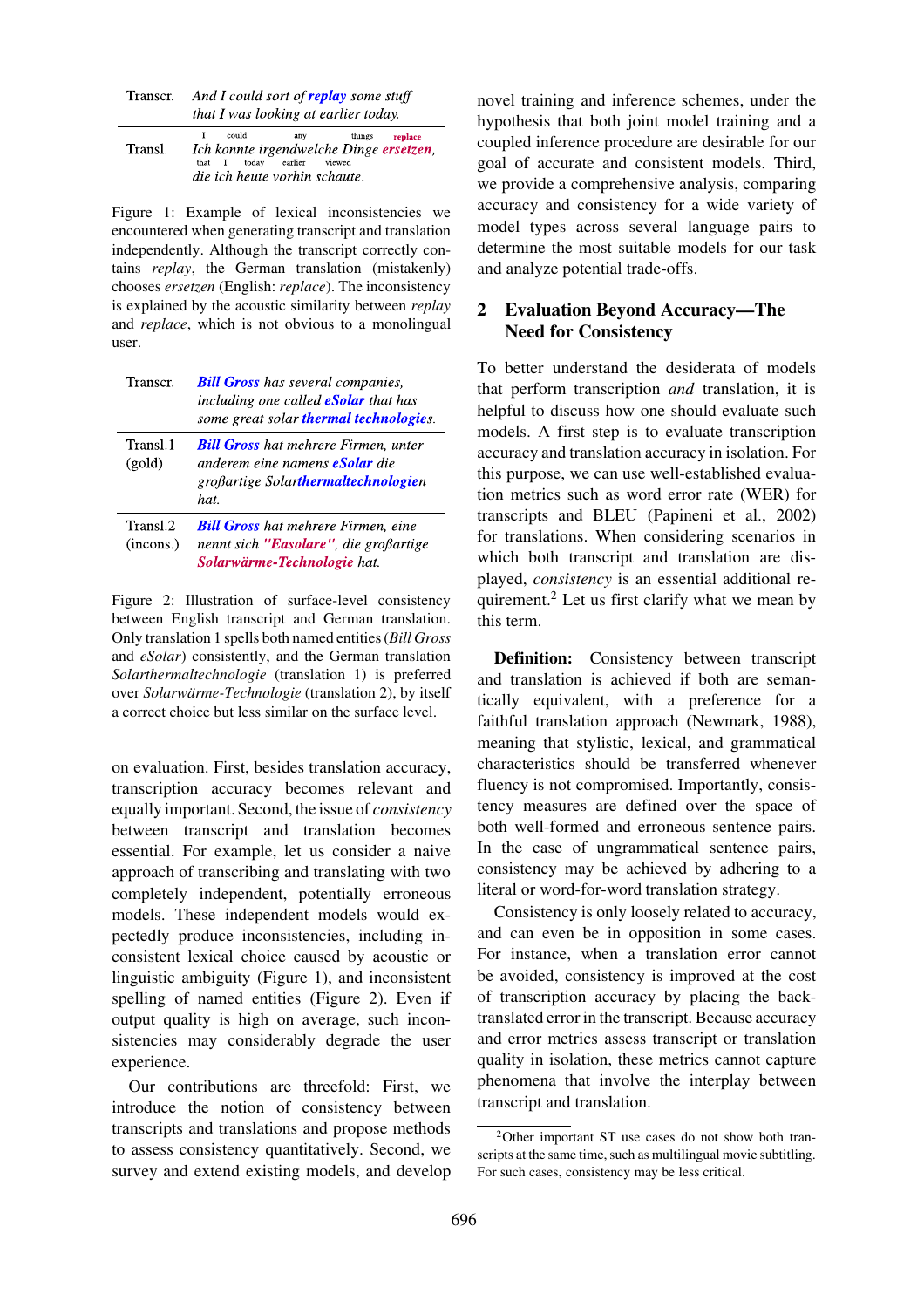| | |
|---|---|
| Transcr. | *And I could sort of **replay** some stuff that I was looking at earlier today.* |
| Transl. | *Ich konnte irgendwelche Dinge **ersetzen**, die ich heute vorhin schaute.* (I could any things replace that I today earlier viewed) |

Figure 1: Example of lexical inconsistencies we encountered when generating transcript and translation independently. Although the transcript correctly contains *replay*, the German translation (mistakenly) chooses *ersetzen* (English: *replace*). The inconsistency is explained by the acoustic similarity between *replay* and *replace*, which is not obvious to a monolingual user.

| | |
|---|---|
| Transcr. | ***Bill Gross** has several companies, including one called **eSolar** that has some great solar **thermal technologies**.* |
| Transl.1 (gold) | ***Bill Gross** hat mehrere Firmen, unter anderem eine namens **eSolar** die großartige Solar**thermaltechnologie**n hat.* |
| Transl.2 (incons.) | ***Bill Gross** hat mehrere Firmen, eine nennt sich **"Easolare"**, die großartige **Solarwärme-Technologie** hat.* |

Figure 2: Illustration of surface-level consistency between English transcript and German translation. Only translation 1 spells both named entities (*Bill Gross* and *eSolar*) consistently, and the German translation *Solarthermaltechnologie* (translation 1) is preferred over *Solarwärme-Technologie* (translation 2), by itself a correct choice but less similar on the surface level.

on evaluation. First, besides translation accuracy, transcription accuracy becomes relevant and equally important. Second, the issue of *consistency* between transcript and translation becomes essential. For example, let us consider a naive approach of transcribing and translating with two completely independent, potentially erroneous models. These independent models would expectedly produce inconsistencies, including inconsistent lexical choice caused by acoustic or linguistic ambiguity (Figure 1), and inconsistent spelling of named entities (Figure 2). Even if output quality is high on average, such inconsistencies may considerably degrade the user experience.

Our contributions are threefold: First, we introduce the notion of consistency between transcripts and translations and propose methods to assess consistency quantitatively. Second, we survey and extend existing models, and develop novel training and inference schemes, under the hypothesis that both joint model training and a coupled inference procedure are desirable for our goal of accurate and consistent models. Third, we provide a comprehensive analysis, comparing accuracy and consistency for a wide variety of model types across several language pairs to determine the most suitable models for our task and analyze potential trade-offs.

## 2 Evaluation Beyond Accuracy—The Need for Consistency

To better understand the desiderata of models that perform transcription *and* translation, it is helpful to discuss how one should evaluate such models. A first step is to evaluate transcription accuracy and translation accuracy in isolation. For this purpose, we can use well-established evaluation metrics such as word error rate (WER) for transcripts and BLEU (Papineni et al., 2002) for translations. When considering scenarios in which both transcript and translation are displayed, *consistency* is an essential additional requirement.[2] Let us first clarify what we mean by this term.

**Definition:** Consistency between transcript and translation is achieved if both are semantically equivalent, with a preference for a faithful translation approach (Newmark, 1988), meaning that stylistic, lexical, and grammatical characteristics should be transferred whenever fluency is not compromised. Importantly, consistency measures are defined over the space of both well-formed and erroneous sentence pairs. In the case of ungrammatical sentence pairs, consistency may be achieved by adhering to a literal or word-for-word translation strategy.

Consistency is only loosely related to accuracy, and can even be in opposition in some cases. For instance, when a translation error cannot be avoided, consistency is improved at the cost of transcription accuracy by placing the back-translated error in the transcript. Because accuracy and error metrics assess transcript or translation quality in isolation, these metrics cannot capture phenomena that involve the interplay between transcript and translation.

[2] Other important ST use cases do not show both transcripts at the same time, such as multilingual movie subtitling. For such cases, consistency may be less critical.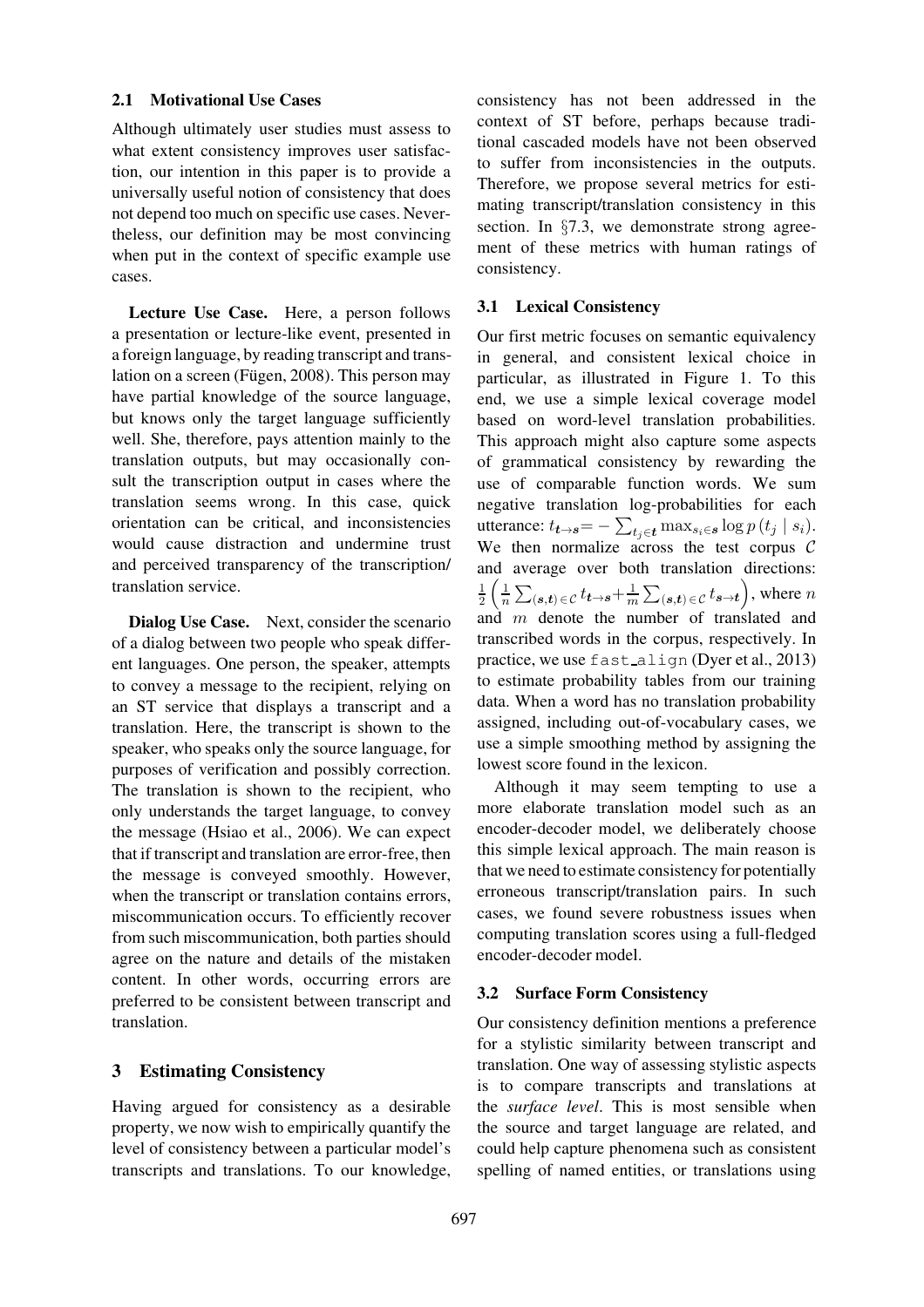### 2.1 Motivational Use Cases

Although ultimately user studies must assess to what extent consistency improves user satisfaction, our intention in this paper is to provide a universally useful notion of consistency that does not depend too much on specific use cases. Nevertheless, our definition may be most convincing when put in the context of specific example use cases.

**Lecture Use Case.** Here, a person follows a presentation or lecture-like event, presented in a foreign language, by reading transcript and translation on a screen (Fügen, 2008). This person may have partial knowledge of the source language, but knows only the target language sufficiently well. She, therefore, pays attention mainly to the translation outputs, but may occasionally consult the transcription output in cases where the translation seems wrong. In this case, quick orientation can be critical, and inconsistencies would cause distraction and undermine trust and perceived transparency of the transcription/ translation service.

**Dialog Use Case.** Next, consider the scenario of a dialog between two people who speak different languages. One person, the speaker, attempts to convey a message to the recipient, relying on an ST service that displays a transcript and a translation. Here, the transcript is shown to the speaker, who speaks only the source language, for purposes of verification and possibly correction. The translation is shown to the recipient, who only understands the target language, to convey the message (Hsiao et al., 2006). We can expect that if transcript and translation are error-free, then the message is conveyed smoothly. However, when the transcript or translation contains errors, miscommunication occurs. To efficiently recover from such miscommunication, both parties should agree on the nature and details of the mistaken content. In other words, occurring errors are preferred to be consistent between transcript and translation.

## 3 Estimating Consistency

Having argued for consistency as a desirable property, we now wish to empirically quantify the level of consistency between a particular model's transcripts and translations. To our knowledge, consistency has not been addressed in the context of ST before, perhaps because traditional cascaded models have not been observed to suffer from inconsistencies in the outputs. Therefore, we propose several metrics for estimating transcript/translation consistency in this section. In §7.3, we demonstrate strong agreement of these metrics with human ratings of consistency.

### 3.1 Lexical Consistency

Our first metric focuses on semantic equivalency in general, and consistent lexical choice in particular, as illustrated in Figure 1. To this end, we use a simple lexical coverage model based on word-level translation probabilities. This approach might also capture some aspects of grammatical consistency by rewarding the use of comparable function words. We sum negative translation log-probabilities for each utterance: $t_{\boldsymbol{t}\rightarrow\boldsymbol{s}} = -\sum_{t_j\in\boldsymbol{t}} \max_{s_i\in\boldsymbol{s}} \log p\left(t_j \mid s_i\right)$. We then normalize across the test corpus $\mathcal{C}$ and average over both translation directions: $\frac{1}{2}\left(\frac{1}{n}\sum_{(\boldsymbol{s},\boldsymbol{t})\in\mathcal{C}} t_{\boldsymbol{t}\rightarrow\boldsymbol{s}} + \frac{1}{m}\sum_{(\boldsymbol{s},\boldsymbol{t})\in\mathcal{C}} t_{\boldsymbol{s}\rightarrow\boldsymbol{t}}\right)$, where $n$ and $m$ denote the number of translated and transcribed words in the corpus, respectively. In practice, we use `fast_align` (Dyer et al., 2013) to estimate probability tables from our training data. When a word has no translation probability assigned, including out-of-vocabulary cases, we use a simple smoothing method by assigning the lowest score found in the lexicon.

Although it may seem tempting to use a more elaborate translation model such as an encoder-decoder model, we deliberately choose this simple lexical approach. The main reason is that we need to estimate consistency for potentially erroneous transcript/translation pairs. In such cases, we found severe robustness issues when computing translation scores using a full-fledged encoder-decoder model.

### 3.2 Surface Form Consistency

Our consistency definition mentions a preference for a stylistic similarity between transcript and translation. One way of assessing stylistic aspects is to compare transcripts and translations at the *surface level*. This is most sensible when the source and target language are related, and could help capture phenomena such as consistent spelling of named entities, or translations using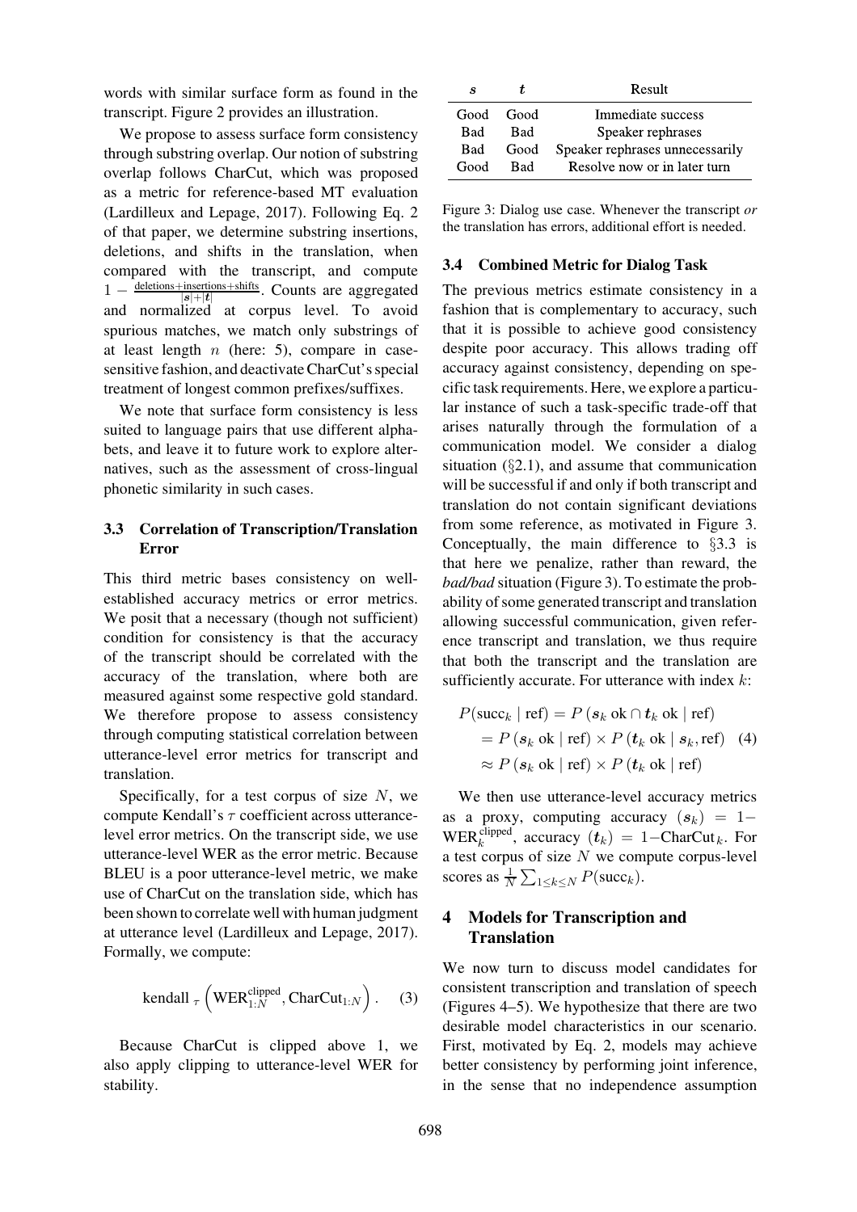words with similar surface form as found in the transcript. Figure 2 provides an illustration.

We propose to assess surface form consistency through substring overlap. Our notion of substring overlap follows CharCut, which was proposed as a metric for reference-based MT evaluation (Lardilleux and Lepage, 2017). Following Eq. 2 of that paper, we determine substring insertions, deletions, and shifts in the translation, when compared with the transcript, and compute $1 - \frac{\text{deletions}+\text{insertions}+\text{shifts}}{|\boldsymbol{s}|+|\boldsymbol{t}|}$. Counts are aggregated and normalized at corpus level. To avoid spurious matches, we match only substrings of at least length $n$ (here: 5), compare in case-sensitive fashion, and deactivate CharCut's special treatment of longest common prefixes/suffixes.

We note that surface form consistency is less suited to language pairs that use different alphabets, and leave it to future work to explore alternatives, such as the assessment of cross-lingual phonetic similarity in such cases.

### 3.3 Correlation of Transcription/Translation Error

This third metric bases consistency on well-established accuracy metrics or error metrics. We posit that a necessary (though not sufficient) condition for consistency is that the accuracy of the transcript should be correlated with the accuracy of the translation, where both are measured against some respective gold standard. We therefore propose to assess consistency through computing statistical correlation between utterance-level error metrics for transcript and translation.

Specifically, for a test corpus of size $N$, we compute Kendall's $\tau$ coefficient across utterance-level error metrics. On the transcript side, we use utterance-level WER as the error metric. Because BLEU is a poor utterance-level metric, we make use of CharCut on the translation side, which has been shown to correlate well with human judgment at utterance level (Lardilleux and Lepage, 2017). Formally, we compute:

$$\text{kendall}_{\tau}\left(\text{WER}_{1:N}^{\text{clipped}}, \text{CharCut}_{1:N}\right). \quad (3)$$

Because CharCut is clipped above 1, we also apply clipping to utterance-level WER for stability.

| $\boldsymbol{s}$ | $\boldsymbol{t}$ | Result |
|---|---|---|
| Good | Good | Immediate success |
| Bad | Bad | Speaker rephrases |
| Bad | Good | Speaker rephrases unnecessarily |
| Good | Bad | Resolve now or in later turn |

Figure 3: Dialog use case. Whenever the transcript *or* the translation has errors, additional effort is needed.

### 3.4 Combined Metric for Dialog Task

The previous metrics estimate consistency in a fashion that is complementary to accuracy, such that it is possible to achieve good consistency despite poor accuracy. This allows trading off accuracy against consistency, depending on specific task requirements. Here, we explore a particular instance of such a task-specific trade-off that arises naturally through the formulation of a communication model. We consider a dialog situation (§2.1), and assume that communication will be successful if and only if both transcript and translation do not contain significant deviations from some reference, as motivated in Figure 3. Conceptually, the main difference to §3.3 is that here we penalize, rather than reward, the *bad/bad* situation (Figure 3). To estimate the probability of some generated transcript and translation allowing successful communication, given reference transcript and translation, we thus require that both the transcript and the translation are sufficiently accurate. For utterance with index $k$:

$$\begin{aligned} P(\text{succ}_k \mid \text{ref}) &= P\left(\boldsymbol{s}_k \text{ ok} \cap \boldsymbol{t}_k \text{ ok} \mid \text{ref}\right) \\ &= P\left(\boldsymbol{s}_k \text{ ok} \mid \text{ref}\right) \times P\left(\boldsymbol{t}_k \text{ ok} \mid \boldsymbol{s}_k, \text{ref}\right) \quad (4) \\ &\approx P\left(\boldsymbol{s}_k \text{ ok} \mid \text{ref}\right) \times P\left(\boldsymbol{t}_k \text{ ok} \mid \text{ref}\right) \end{aligned}$$

We then use utterance-level accuracy metrics as a proxy, computing accuracy $(\boldsymbol{s}_k) = 1 - \text{WER}_k^{\text{clipped}}$, accuracy $(\boldsymbol{t}_k) = 1 - \text{CharCut}_k$. For a test corpus of size $N$ we compute corpus-level scores as $\frac{1}{N}\sum_{1\leq k\leq N} P(\text{succ}_k)$.

## 4 Models for Transcription and Translation

We now turn to discuss model candidates for consistent transcription and translation of speech (Figures 4–5). We hypothesize that there are two desirable model characteristics in our scenario. First, motivated by Eq. 2, models may achieve better consistency by performing joint inference, in the sense that no independence assumption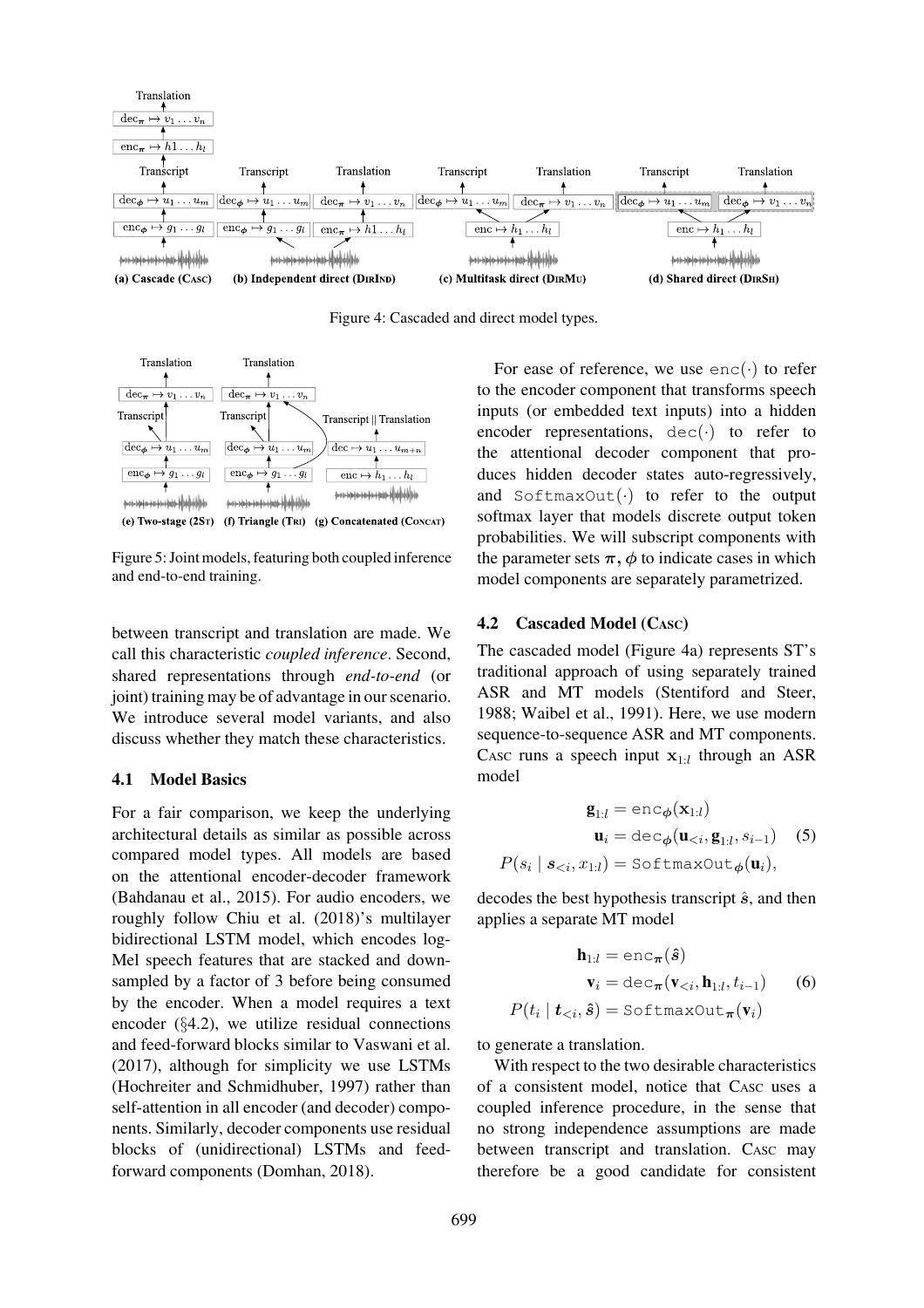Figure 4: Cascaded and direct model types.

Figure 5: Joint models, featuring both coupled inference and end-to-end training.

between transcript and translation are made. We call this characteristic *coupled inference*. Second, shared representations through *end-to-end* (or joint) training may be of advantage in our scenario. We introduce several model variants, and also discuss whether they match these characteristics.

### 4.1 Model Basics

For a fair comparison, we keep the underlying architectural details as similar as possible across compared model types. All models are based on the attentional encoder-decoder framework (Bahdanau et al., 2015). For audio encoders, we roughly follow Chiu et al. (2018)'s multilayer bidirectional LSTM model, which encodes log-Mel speech features that are stacked and downsampled by a factor of 3 before being consumed by the encoder. When a model requires a text encoder (§4.2), we utilize residual connections and feed-forward blocks similar to Vaswani et al. (2017), although for simplicity we use LSTMs (Hochreiter and Schmidhuber, 1997) rather than self-attention in all encoder (and decoder) components. Similarly, decoder components use residual blocks of (unidirectional) LSTMs and feed-forward components (Domhan, 2018).

For ease of reference, we use $\texttt{enc}(\cdot)$ to refer to the encoder component that transforms speech inputs (or embedded text inputs) into a hidden encoder representations, $\texttt{dec}(\cdot)$ to refer to the attentional decoder component that produces hidden decoder states auto-regressively, and $\texttt{SoftmaxOut}(\cdot)$ to refer to the output softmax layer that models discrete output token probabilities. We will subscript components with the parameter sets $\boldsymbol{\pi}, \boldsymbol{\phi}$ to indicate cases in which model components are separately parametrized.

### 4.2 Cascaded Model (Casc)

The cascaded model (Figure 4a) represents ST's traditional approach of using separately trained ASR and MT models (Stentiford and Steer, 1988; Waibel et al., 1991). Here, we use modern sequence-to-sequence ASR and MT components. Casc runs a speech input $\mathbf{x}_{1:l}$ through an ASR model

$$\begin{aligned} \mathbf{g}_{1:l} &= \texttt{enc}_{\boldsymbol{\phi}}(\mathbf{x}_{1:l}) \\ \mathbf{u}_i &= \texttt{dec}_{\boldsymbol{\phi}}(\mathbf{u}_{<i}, \mathbf{g}_{1:l}, s_{i-1}) \\ P(s_i \mid \boldsymbol{s}_{<i}, x_{1:l}) &= \texttt{SoftmaxOut}_{\boldsymbol{\phi}}(\mathbf{u}_i), \end{aligned} \tag{5}$$

decodes the best hypothesis transcript $\hat{\boldsymbol{s}}$, and then applies a separate MT model

$$\begin{aligned} \mathbf{h}_{1:l} &= \texttt{enc}_{\boldsymbol{\pi}}(\hat{\boldsymbol{s}}) \\ \mathbf{v}_i &= \texttt{dec}_{\boldsymbol{\pi}}(\mathbf{v}_{<i}, \mathbf{h}_{1:l}, t_{i-1}) \\ P(t_i \mid \boldsymbol{t}_{<i}, \hat{\boldsymbol{s}}) &= \texttt{SoftmaxOut}_{\boldsymbol{\pi}}(\mathbf{v}_i) \end{aligned} \tag{6}$$

to generate a translation.

With respect to the two desirable characteristics of a consistent model, notice that Casc uses a coupled inference procedure, in the sense that no strong independence assumptions are made between transcript and translation. Casc may therefore be a good candidate for consistent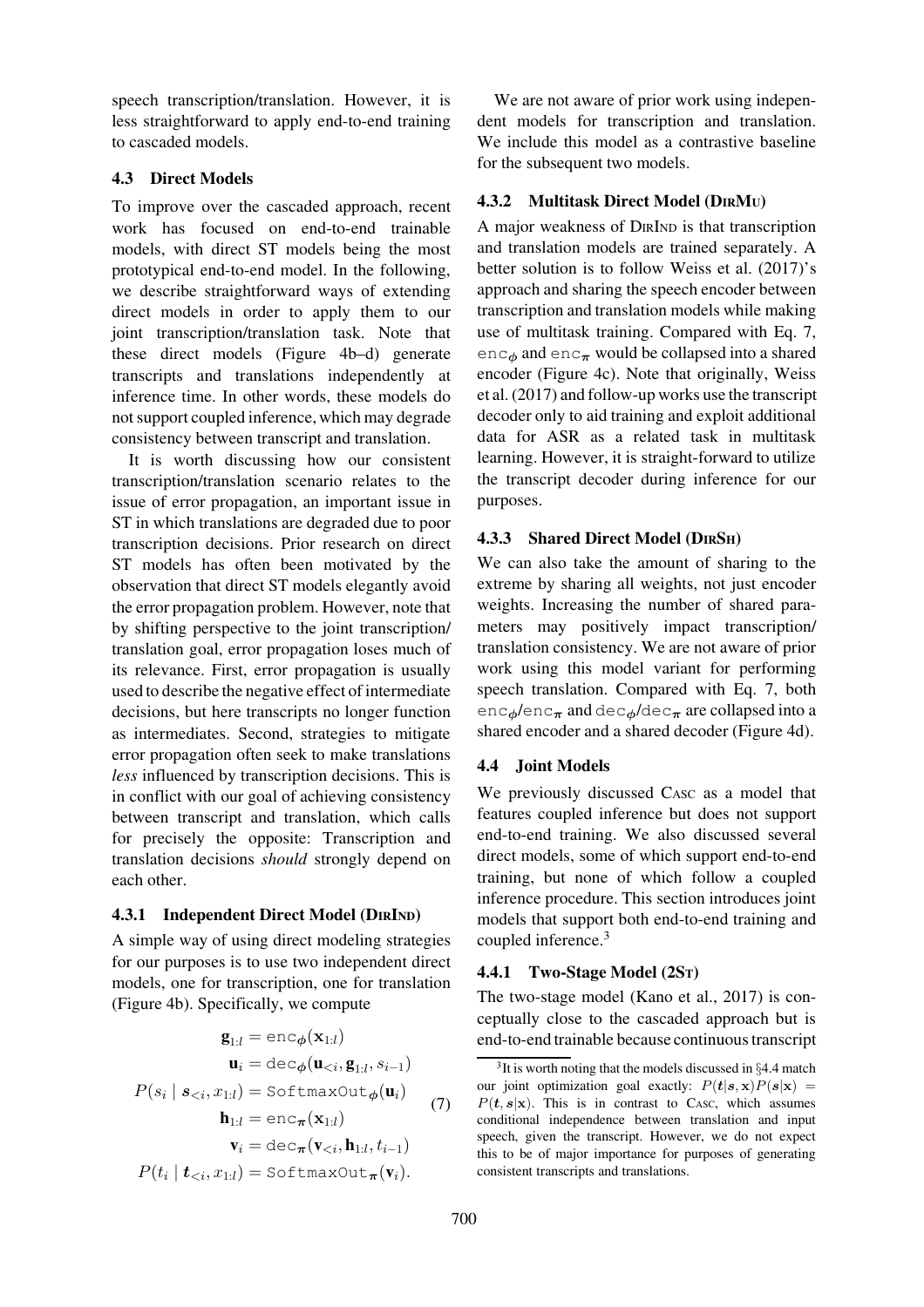speech transcription/translation. However, it is less straightforward to apply end-to-end training to cascaded models.

### 4.3 Direct Models

To improve over the cascaded approach, recent work has focused on end-to-end trainable models, with direct ST models being the most prototypical end-to-end model. In the following, we describe straightforward ways of extending direct models in order to apply them to our joint transcription/translation task. Note that these direct models (Figure 4b–d) generate transcripts and translations independently at inference time. In other words, these models do not support coupled inference, which may degrade consistency between transcript and translation.

It is worth discussing how our consistent transcription/translation scenario relates to the issue of error propagation, an important issue in ST in which translations are degraded due to poor transcription decisions. Prior research on direct ST models has often been motivated by the observation that direct ST models elegantly avoid the error propagation problem. However, note that by shifting perspective to the joint transcription/ translation goal, error propagation loses much of its relevance. First, error propagation is usually used to describe the negative effect of intermediate decisions, but here transcripts no longer function as intermediates. Second, strategies to mitigate error propagation often seek to make translations *less* influenced by transcription decisions. This is in conflict with our goal of achieving consistency between transcript and translation, which calls for precisely the opposite: Transcription and translation decisions *should* strongly depend on each other.

#### 4.3.1 Independent Direct Model (DirInd)

A simple way of using direct modeling strategies for our purposes is to use two independent direct models, one for transcription, one for translation (Figure 4b). Specifically, we compute

$$
\begin{aligned}
\mathbf{g}_{1:l} &= \texttt{enc}_{\boldsymbol{\phi}}(\mathbf{x}_{1:l}) \\
\mathbf{u}_i &= \texttt{dec}_{\boldsymbol{\phi}}(\mathbf{u}_{<i}, \mathbf{g}_{1:l}, s_{i-1}) \\
P(s_i \mid \boldsymbol{s}_{<i}, x_{1:l}) &= \texttt{SoftmaxOut}_{\boldsymbol{\phi}}(\mathbf{u}_i) \\
\mathbf{h}_{1:l} &= \texttt{enc}_{\boldsymbol{\pi}}(\mathbf{x}_{1:l}) \\
\mathbf{v}_i &= \texttt{dec}_{\boldsymbol{\pi}}(\mathbf{v}_{<i}, \mathbf{h}_{1:l}, t_{i-1}) \\
P(t_i \mid \boldsymbol{t}_{<i}, x_{1:l}) &= \texttt{SoftmaxOut}_{\boldsymbol{\pi}}(\mathbf{v}_i).
\end{aligned}
\tag{7}
$$

We are not aware of prior work using independent models for transcription and translation. We include this model as a contrastive baseline for the subsequent two models.

#### 4.3.2 Multitask Direct Model (DirMu)

A major weakness of DirInd is that transcription and translation models are trained separately. A better solution is to follow Weiss et al. (2017)'s approach and sharing the speech encoder between transcription and translation models while making use of multitask training. Compared with Eq. 7, $\texttt{enc}_{\boldsymbol{\phi}}$ and $\texttt{enc}_{\boldsymbol{\pi}}$ would be collapsed into a shared encoder (Figure 4c). Note that originally, Weiss et al. (2017) and follow-up works use the transcript decoder only to aid training and exploit additional data for ASR as a related task in multitask learning. However, it is straight-forward to utilize the transcript decoder during inference for our purposes.

#### 4.3.3 Shared Direct Model (DirSh)

We can also take the amount of sharing to the extreme by sharing all weights, not just encoder weights. Increasing the number of shared parameters may positively impact transcription/ translation consistency. We are not aware of prior work using this model variant for performing speech translation. Compared with Eq. 7, both $\texttt{enc}_{\boldsymbol{\phi}}$/$\texttt{enc}_{\boldsymbol{\pi}}$ and $\texttt{dec}_{\boldsymbol{\phi}}$/$\texttt{dec}_{\boldsymbol{\pi}}$ are collapsed into a shared encoder and a shared decoder (Figure 4d).

### 4.4 Joint Models

We previously discussed Casc as a model that features coupled inference but does not support end-to-end training. We also discussed several direct models, some of which support end-to-end training, but none of which follow a coupled inference procedure. This section introduces joint models that support both end-to-end training and coupled inference.[3]

#### 4.4.1 Two-Stage Model (2St)

The two-stage model (Kano et al., 2017) is conceptually close to the cascaded approach but is end-to-end trainable because continuous transcript

[3] It is worth noting that the models discussed in §4.4 match our joint optimization goal exactly: $P(\boldsymbol{t}|\boldsymbol{s},\mathbf{x})P(\boldsymbol{s}|\mathbf{x}) = P(\boldsymbol{t},\boldsymbol{s}|\mathbf{x})$. This is in contrast to Casc, which assumes conditional independence between translation and input speech, given the transcript. However, we do not expect this to be of major importance for purposes of generating consistent transcripts and translations.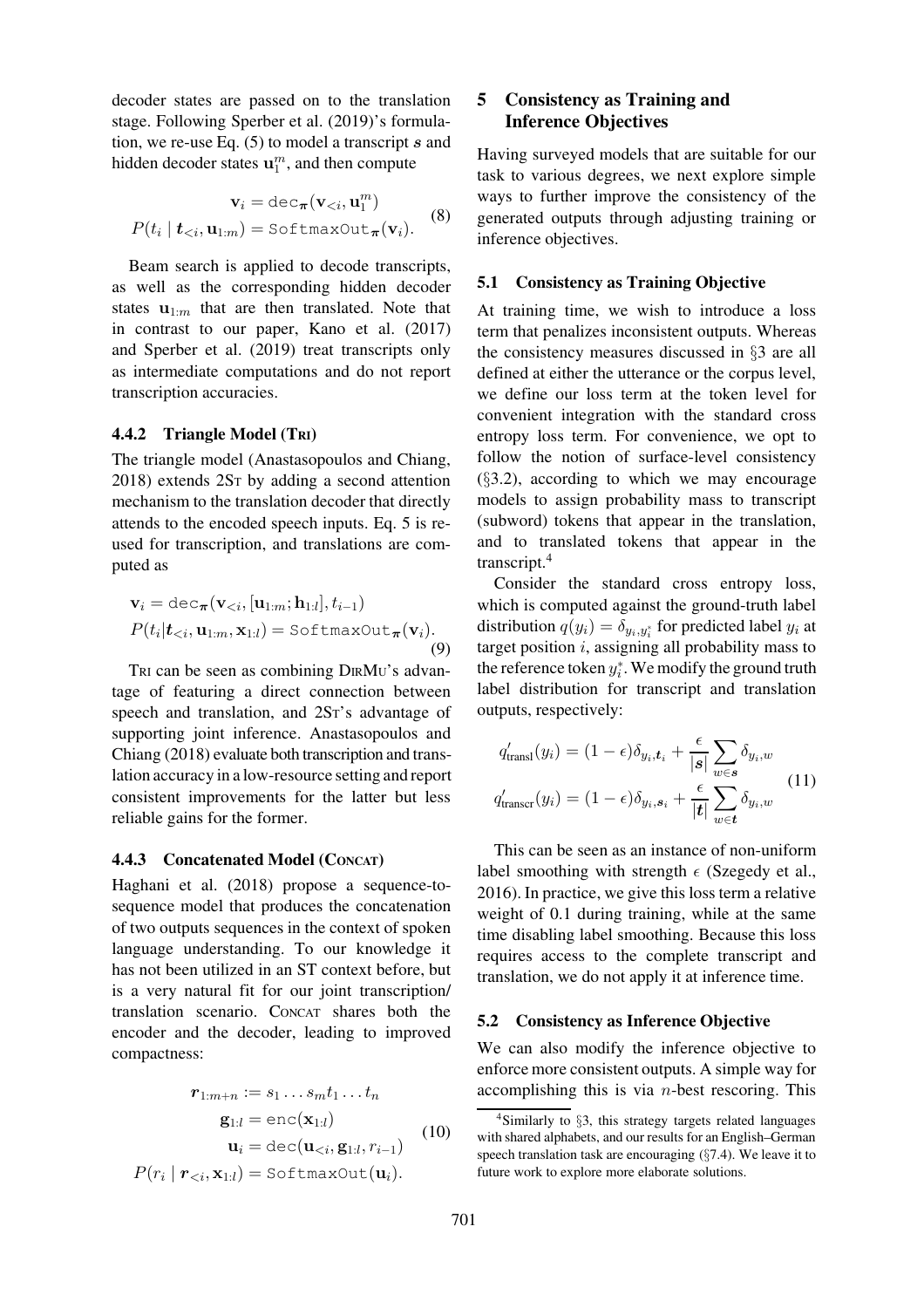decoder states are passed on to the translation stage. Following Sperber et al. (2019)'s formulation, we re-use Eq. (5) to model a transcript $\boldsymbol{s}$ and hidden decoder states $\mathbf{u}_1^m$, and then compute

$$
\begin{aligned}
\mathbf{v}_i &= \texttt{dec}_{\boldsymbol{\pi}}(\mathbf{v}_{<i}, \mathbf{u}_1^m) \\
P(t_i \mid \boldsymbol{t}_{<i}, \mathbf{u}_{1:m}) &= \texttt{SoftmaxOut}_{\boldsymbol{\pi}}(\mathbf{v}_i).
\end{aligned} \tag{8}
$$

Beam search is applied to decode transcripts, as well as the corresponding hidden decoder states $\mathbf{u}_{1:m}$ that are then translated. Note that in contrast to our paper, Kano et al. (2017) and Sperber et al. (2019) treat transcripts only as intermediate computations and do not report transcription accuracies.

#### 4.4.2 Triangle Model (Tri)

The triangle model (Anastasopoulos and Chiang, 2018) extends 2St by adding a second attention mechanism to the translation decoder that directly attends to the encoded speech inputs. Eq. 5 is re-used for transcription, and translations are computed as

$$
\begin{aligned}
&\mathbf{v}_i = \texttt{dec}_{\boldsymbol{\pi}}(\mathbf{v}_{<i}, [\mathbf{u}_{1:m}; \mathbf{h}_{1:l}], t_{i-1}) \\
&P(t_i | \boldsymbol{t}_{<i}, \mathbf{u}_{1:m}, \mathbf{x}_{1:l}) = \texttt{SoftmaxOut}_{\boldsymbol{\pi}}(\mathbf{v}_i).
\end{aligned} \tag{9}
$$

Tri can be seen as combining DirMu's advantage of featuring a direct connection between speech and translation, and 2St's advantage of supporting joint inference. Anastasopoulos and Chiang (2018) evaluate both transcription and translation accuracy in a low-resource setting and report consistent improvements for the latter but less reliable gains for the former.

#### 4.4.3 Concatenated Model (Concat)

Haghani et al. (2018) propose a sequence-to-sequence model that produces the concatenation of two outputs sequences in the context of spoken language understanding. To our knowledge it has not been utilized in an ST context before, but is a very natural fit for our joint transcription/ translation scenario. Concat shares both the encoder and the decoder, leading to improved compactness:

$$
\begin{aligned}
\boldsymbol{r}_{1:m+n} &:= s_1 \ldots s_m t_1 \ldots t_n \\
\mathbf{g}_{1:l} &= \texttt{enc}(\mathbf{x}_{1:l}) \\
\mathbf{u}_i &= \texttt{dec}(\mathbf{u}_{<i}, \mathbf{g}_{1:l}, r_{i-1}) \\
P(r_i \mid \boldsymbol{r}_{<i}, \mathbf{x}_{1:l}) &= \texttt{SoftmaxOut}(\mathbf{u}_i).
\end{aligned} \tag{10}
$$

## 5 Consistency as Training and Inference Objectives

Having surveyed models that are suitable for our task to various degrees, we next explore simple ways to further improve the consistency of the generated outputs through adjusting training or inference objectives.

### 5.1 Consistency as Training Objective

At training time, we wish to introduce a loss term that penalizes inconsistent outputs. Whereas the consistency measures discussed in §3 are all defined at either the utterance or the corpus level, we define our loss term at the token level for convenient integration with the standard cross entropy loss term. For convenience, we opt to follow the notion of surface-level consistency (§3.2), according to which we may encourage models to assign probability mass to transcript (subword) tokens that appear in the translation, and to translated tokens that appear in the transcript.[4]

Consider the standard cross entropy loss, which is computed against the ground-truth label distribution $q(y_i) = \delta_{y_i, y_i^*}$ for predicted label $y_i$ at target position $i$, assigning all probability mass to the reference token $y_i^*$. We modify the ground truth label distribution for transcript and translation outputs, respectively:

$$
\begin{aligned}
q'_{\text{transl}}(y_i) &= (1-\epsilon)\delta_{y_i, \boldsymbol{t}_i} + \frac{\epsilon}{|\boldsymbol{s}|} \sum_{w \in \boldsymbol{s}} \delta_{y_i, w} \\
q'_{\text{transcr}}(y_i) &= (1-\epsilon)\delta_{y_i, \boldsymbol{s}_i} + \frac{\epsilon}{|\boldsymbol{t}|} \sum_{w \in \boldsymbol{t}} \delta_{y_i, w}
\end{aligned} \tag{11}
$$

This can be seen as an instance of non-uniform label smoothing with strength $\epsilon$ (Szegedy et al., 2016). In practice, we give this loss term a relative weight of 0.1 during training, while at the same time disabling label smoothing. Because this loss requires access to the complete transcript and translation, we do not apply it at inference time.

### 5.2 Consistency as Inference Objective

We can also modify the inference objective to enforce more consistent outputs. A simple way for accomplishing this is via $n$-best rescoring. This

[4] Similarly to §3, this strategy targets related languages with shared alphabets, and our results for an English–German speech translation task are encouraging (§7.4). We leave it to future work to explore more elaborate solutions.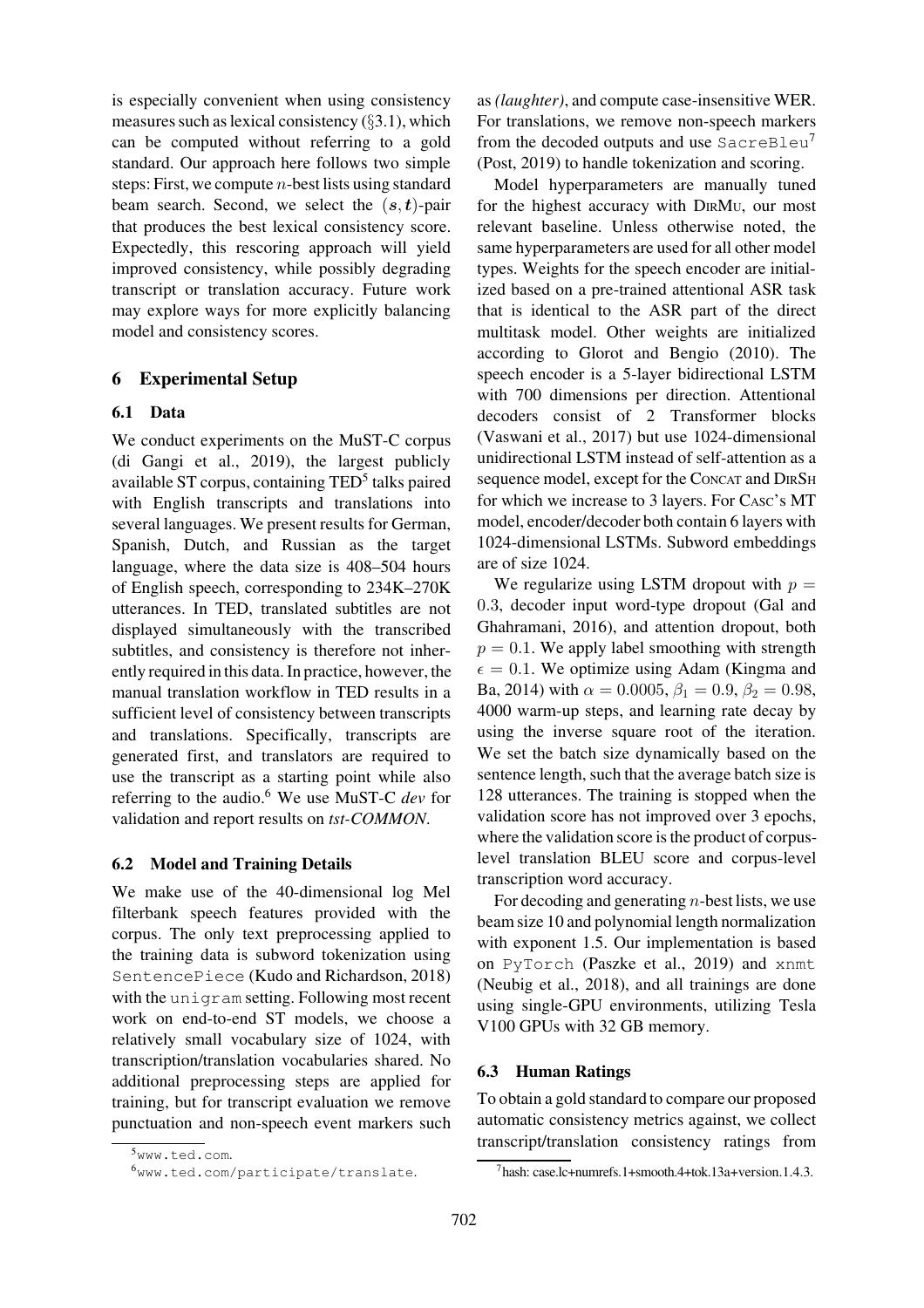is especially convenient when using consistency measures such as lexical consistency (§3.1), which can be computed without referring to a gold standard. Our approach here follows two simple steps: First, we compute $n$-best lists using standard beam search. Second, we select the $(\boldsymbol{s}, \boldsymbol{t})$-pair that produces the best lexical consistency score. Expectedly, this rescoring approach will yield improved consistency, while possibly degrading transcript or translation accuracy. Future work may explore ways for more explicitly balancing model and consistency scores.

## 6 Experimental Setup

### 6.1 Data

We conduct experiments on the MuST-C corpus (di Gangi et al., 2019), the largest publicly available ST corpus, containing TED[5] talks paired with English transcripts and translations into several languages. We present results for German, Spanish, Dutch, and Russian as the target language, where the data size is 408–504 hours of English speech, corresponding to 234K–270K utterances. In TED, translated subtitles are not displayed simultaneously with the transcribed subtitles, and consistency is therefore not inherently required in this data. In practice, however, the manual translation workflow in TED results in a sufficient level of consistency between transcripts and translations. Specifically, transcripts are generated first, and translators are required to use the transcript as a starting point while also referring to the audio.[6] We use MuST-C *dev* for validation and report results on *tst-COMMON*.

### 6.2 Model and Training Details

We make use of the 40-dimensional log Mel filterbank speech features provided with the corpus. The only text preprocessing applied to the training data is subword tokenization using `SentencePiece` (Kudo and Richardson, 2018) with the `unigram` setting. Following most recent work on end-to-end ST models, we choose a relatively small vocabulary size of 1024, with transcription/translation vocabularies shared. No additional preprocessing steps are applied for training, but for transcript evaluation we remove punctuation and non-speech event markers such as *(laughter)*, and compute case-insensitive WER. For translations, we remove non-speech markers from the decoded outputs and use `SacreBleu`[7] (Post, 2019) to handle tokenization and scoring.

Model hyperparameters are manually tuned for the highest accuracy with DirMu, our most relevant baseline. Unless otherwise noted, the same hyperparameters are used for all other model types. Weights for the speech encoder are initialized based on a pre-trained attentional ASR task that is identical to the ASR part of the direct multitask model. Other weights are initialized according to Glorot and Bengio (2010). The speech encoder is a 5-layer bidirectional LSTM with 700 dimensions per direction. Attentional decoders consist of 2 Transformer blocks (Vaswani et al., 2017) but use 1024-dimensional unidirectional LSTM instead of self-attention as a sequence model, except for the Concat and DirSh for which we increase to 3 layers. For Casc's MT model, encoder/decoder both contain 6 layers with 1024-dimensional LSTMs. Subword embeddings are of size 1024.

We regularize using LSTM dropout with $p = 0.3$, decoder input word-type dropout (Gal and Ghahramani, 2016), and attention dropout, both $p = 0.1$. We apply label smoothing with strength $\epsilon = 0.1$. We optimize using Adam (Kingma and Ba, 2014) with $\alpha = 0.0005$, $\beta_1 = 0.9$, $\beta_2 = 0.98$, 4000 warm-up steps, and learning rate decay by using the inverse square root of the iteration. We set the batch size dynamically based on the sentence length, such that the average batch size is 128 utterances. The training is stopped when the validation score has not improved over 3 epochs, where the validation score is the product of corpus-level translation BLEU score and corpus-level transcription word accuracy.

For decoding and generating $n$-best lists, we use beam size 10 and polynomial length normalization with exponent 1.5. Our implementation is based on `PyTorch` (Paszke et al., 2019) and `xnmt` (Neubig et al., 2018), and all trainings are done using single-GPU environments, utilizing Tesla V100 GPUs with 32 GB memory.

### 6.3 Human Ratings

To obtain a gold standard to compare our proposed automatic consistency metrics against, we collect transcript/translation consistency ratings from

[5] www.ted.com.

[6] www.ted.com/participate/translate.

[7] hash: case.lc+numrefs.1+smooth.4+tok.13a+version.1.4.3.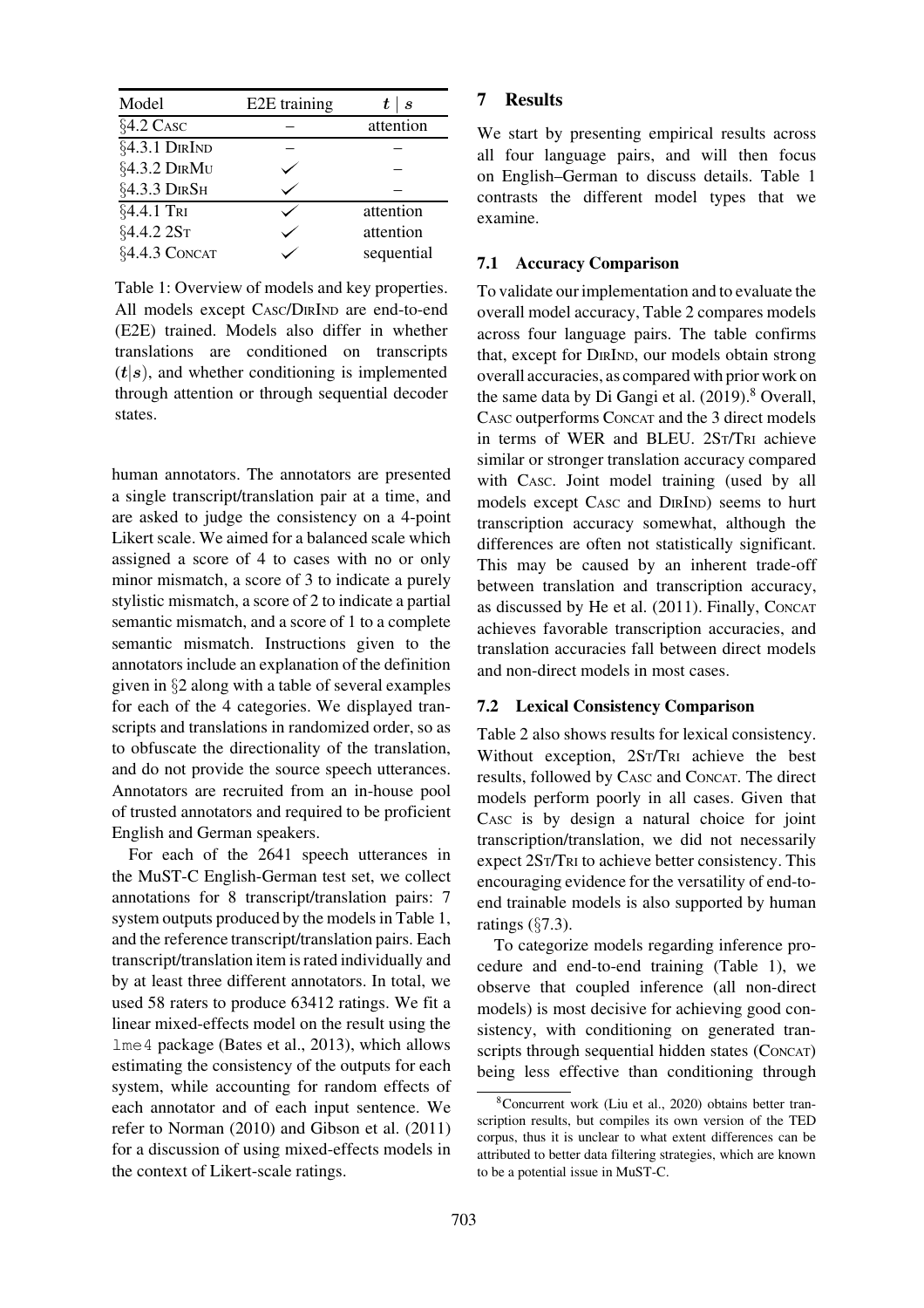| Model | E2E training | $\boldsymbol{t} \mid \boldsymbol{s}$ |
|---|---|---|
| §4.2 CASC | – | attention |
| §4.3.1 DIRIND | – | – |
| §4.3.2 DIRMU | ✓ | – |
| §4.3.3 DIRSH | ✓ | – |
| §4.4.1 TRI | ✓ | attention |
| §4.4.2 2ST | ✓ | attention |
| §4.4.3 CONCAT | ✓ | sequential |

Table 1: Overview of models and key properties. All models except CASC/DIRIND are end-to-end (E2E) trained. Models also differ in whether translations are conditioned on transcripts ($\boldsymbol{t}|\boldsymbol{s}$), and whether conditioning is implemented through attention or through sequential decoder states.

human annotators. The annotators are presented a single transcript/translation pair at a time, and are asked to judge the consistency on a 4-point Likert scale. We aimed for a balanced scale which assigned a score of 4 to cases with no or only minor mismatch, a score of 3 to indicate a purely stylistic mismatch, a score of 2 to indicate a partial semantic mismatch, and a score of 1 to a complete semantic mismatch. Instructions given to the annotators include an explanation of the definition given in §2 along with a table of several examples for each of the 4 categories. We displayed transcripts and translations in randomized order, so as to obfuscate the directionality of the translation, and do not provide the source speech utterances. Annotators are recruited from an in-house pool of trusted annotators and required to be proficient English and German speakers.

For each of the 2641 speech utterances in the MuST-C English-German test set, we collect annotations for 8 transcript/translation pairs: 7 system outputs produced by the models in Table 1, and the reference transcript/translation pairs. Each transcript/translation item is rated individually and by at least three different annotators. In total, we used 58 raters to produce 63412 ratings. We fit a linear mixed-effects model on the result using the `lme4` package (Bates et al., 2013), which allows estimating the consistency of the outputs for each system, while accounting for random effects of each annotator and of each input sentence. We refer to Norman (2010) and Gibson et al. (2011) for a discussion of using mixed-effects models in the context of Likert-scale ratings.

## 7 Results

We start by presenting empirical results across all four language pairs, and will then focus on English–German to discuss details. Table 1 contrasts the different model types that we examine.

### 7.1 Accuracy Comparison

To validate our implementation and to evaluate the overall model accuracy, Table 2 compares models across four language pairs. The table confirms that, except for DIRIND, our models obtain strong overall accuracies, as compared with prior work on the same data by Di Gangi et al. (2019).[8] Overall, CASC outperforms CONCAT and the 3 direct models in terms of WER and BLEU. 2ST/TRI achieve similar or stronger translation accuracy compared with CASC. Joint model training (used by all models except CASC and DIRIND) seems to hurt transcription accuracy somewhat, although the differences are often not statistically significant. This may be caused by an inherent trade-off between translation and transcription accuracy, as discussed by He et al. (2011). Finally, CONCAT achieves favorable transcription accuracies, and translation accuracies fall between direct models and non-direct models in most cases.

### 7.2 Lexical Consistency Comparison

Table 2 also shows results for lexical consistency. Without exception, 2ST/TRI achieve the best results, followed by CASC and CONCAT. The direct models perform poorly in all cases. Given that CASC is by design a natural choice for joint transcription/translation, we did not necessarily expect 2ST/TRI to achieve better consistency. This encouraging evidence for the versatility of end-to-end trainable models is also supported by human ratings (§7.3).

To categorize models regarding inference procedure and end-to-end training (Table 1), we observe that coupled inference (all non-direct models) is most decisive for achieving good consistency, with conditioning on generated transcripts through sequential hidden states (CONCAT) being less effective than conditioning through

[8] Concurrent work (Liu et al., 2020) obtains better transcription results, but compiles its own version of the TED corpus, thus it is unclear to what extent differences can be attributed to better data filtering strategies, which are known to be a potential issue in MuST-C.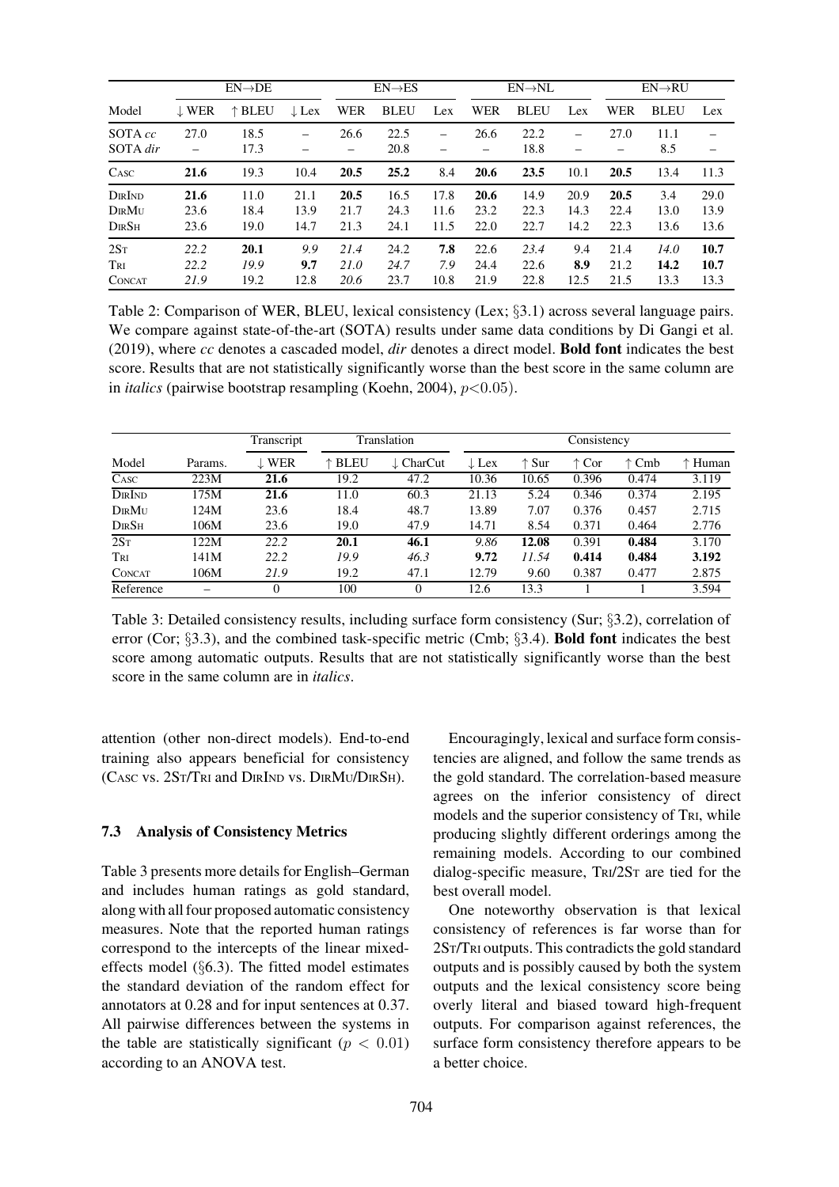| Model | EN→DE | | | EN→ES | | | EN→NL | | | EN→RU | | |
|---|---|---|---|---|---|---|---|---|---|---|---|---|
| | ↓ WER | ↑ BLEU | ↓ Lex | WER | BLEU | Lex | WER | BLEU | Lex | WER | BLEU | Lex |
| SOTA *cc* | 27.0 | 18.5 | – | 26.6 | 22.5 | – | 26.6 | 22.2 | – | 27.0 | 11.1 | – |
| SOTA *dir* | – | 17.3 | – | – | 20.8 | – | – | 18.8 | – | – | 8.5 | – |
| CASC | **21.6** | 19.3 | 10.4 | **20.5** | **25.2** | 8.4 | **20.6** | **23.5** | 10.1 | **20.5** | 13.4 | 11.3 |
| DIRIND | **21.6** | 11.0 | 21.1 | **20.5** | 16.5 | 17.8 | **20.6** | 14.9 | 20.9 | **20.5** | 3.4 | 29.0 |
| DIRMU | 23.6 | 18.4 | 13.9 | 21.7 | 24.3 | 11.6 | 23.2 | 22.3 | 14.3 | 22.4 | 13.0 | 13.9 |
| DIRSH | 23.6 | 19.0 | 14.7 | 21.3 | 24.1 | 11.5 | 22.0 | 22.7 | 14.2 | 22.3 | 13.6 | 13.6 |
| 2ST | *22.2* | **20.1** | *9.9* | *21.4* | 24.2 | **7.8** | 22.6 | *23.4* | 9.4 | 21.4 | *14.0* | **10.7** |
| TRI | *22.2* | *19.9* | **9.7** | *21.0* | *24.7* | *7.9* | 24.4 | 22.6 | **8.9** | 21.2 | **14.2** | **10.7** |
| CONCAT | *21.9* | 19.2 | 12.8 | *20.6* | 23.7 | 10.8 | 21.9 | 22.8 | 12.5 | 21.5 | 13.3 | 13.3 |

Table 2: Comparison of WER, BLEU, lexical consistency (Lex; §3.1) across several language pairs. We compare against state-of-the-art (SOTA) results under same data conditions by Di Gangi et al. (2019), where *cc* denotes a cascaded model, *dir* denotes a direct model. **Bold font** indicates the best score. Results that are not statistically significantly worse than the best score in the same column are in *italics* (pairwise bootstrap resampling (Koehn, 2004), $p<0.05$).

| Model | Params. | Transcript | Translation | | Consistency | | | | |
|---|---|---|---|---|---|---|---|---|---|
| | | ↓ WER | ↑ BLEU | ↓ CharCut | ↓ Lex | ↑ Sur | ↑ Cor | ↑ Cmb | ↑ Human |
| CASC | 223M | **21.6** | 19.2 | 47.2 | 10.36 | 10.65 | 0.396 | 0.474 | 3.119 |
| DIRIND | 175M | **21.6** | 11.0 | 60.3 | 21.13 | 5.24 | 0.346 | 0.374 | 2.195 |
| DIRMU | 124M | 23.6 | 18.4 | 48.7 | 13.89 | 7.07 | 0.376 | 0.457 | 2.715 |
| DIRSH | 106M | 23.6 | 19.0 | 47.9 | 14.71 | 8.54 | 0.371 | 0.464 | 2.776 |
| 2ST | 122M | *22.2* | **20.1** | **46.1** | *9.86* | **12.08** | 0.391 | **0.484** | 3.170 |
| TRI | 141M | *22.2* | *19.9* | *46.3* | **9.72** | *11.54* | **0.414** | **0.484** | **3.192** |
| CONCAT | 106M | *21.9* | 19.2 | 47.1 | 12.79 | 9.60 | 0.387 | 0.477 | 2.875 |
| Reference | – | 0 | 100 | 0 | 12.6 | 13.3 | 1 | 1 | 3.594 |

Table 3: Detailed consistency results, including surface form consistency (Sur; §3.2), correlation of error (Cor; §3.3), and the combined task-specific metric (Cmb; §3.4). **Bold font** indicates the best score among automatic outputs. Results that are not statistically significantly worse than the best score in the same column are in *italics*.

attention (other non-direct models). End-to-end training also appears beneficial for consistency (CASC vs. 2ST/TRI and DIRIND vs. DIRMU/DIRSH).

### 7.3 Analysis of Consistency Metrics

Table 3 presents more details for English–German and includes human ratings as gold standard, along with all four proposed automatic consistency measures. Note that the reported human ratings correspond to the intercepts of the linear mixed-effects model (§6.3). The fitted model estimates the standard deviation of the random effect for annotators at 0.28 and for input sentences at 0.37. All pairwise differences between the systems in the table are statistically significant ($p < 0.01$) according to an ANOVA test.

Encouragingly, lexical and surface form consistencies are aligned, and follow the same trends as the gold standard. The correlation-based measure agrees on the inferior consistency of direct models and the superior consistency of TRI, while producing slightly different orderings among the remaining models. According to our combined dialog-specific measure, TRI/2ST are tied for the best overall model.

One noteworthy observation is that lexical consistency of references is far worse than for 2ST/TRI outputs. This contradicts the gold standard outputs and is possibly caused by both the system outputs and the lexical consistency score being overly literal and biased toward high-frequent outputs. For comparison against references, the surface form consistency therefore appears to be a better choice.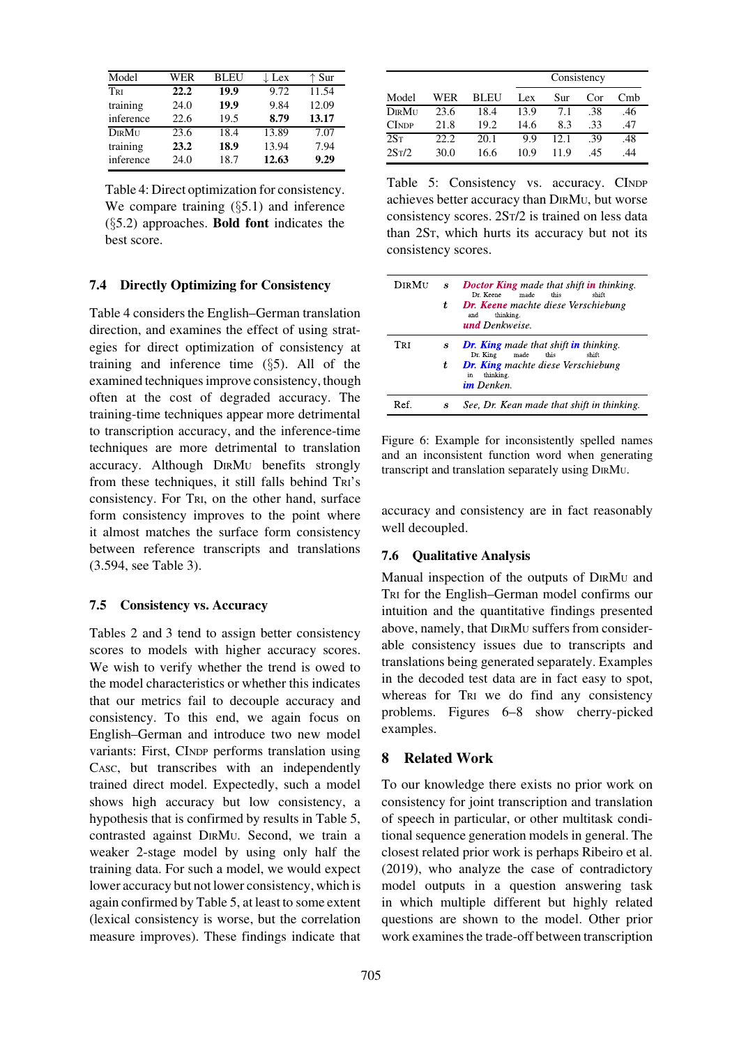| Model | WER | BLEU | ↓ Lex | ↑ Sur |
|---|---|---|---|---|
| Tri | **22.2** | **19.9** | 9.72 | 11.54 |
| training | 24.0 | **19.9** | 9.84 | 12.09 |
| inference | 22.6 | 19.5 | **8.79** | **13.17** |
| DirMu | 23.6 | 18.4 | 13.89 | 7.07 |
| training | **23.2** | **18.9** | 13.94 | 7.94 |
| inference | 24.0 | 18.7 | **12.63** | **9.29** |

Table 4: Direct optimization for consistency. We compare training (§5.1) and inference (§5.2) approaches. **Bold font** indicates the best score.

### 7.4 Directly Optimizing for Consistency

Table 4 considers the English–German translation direction, and examines the effect of using strategies for direct optimization of consistency at training and inference time (§5). All of the examined techniques improve consistency, though often at the cost of degraded accuracy. The training-time techniques appear more detrimental to transcription accuracy, and the inference-time techniques are more detrimental to translation accuracy. Although DirMu benefits strongly from these techniques, it still falls behind Tri's consistency. For Tri, on the other hand, surface form consistency improves to the point where it almost matches the surface form consistency between reference transcripts and translations (3.594, see Table 3).

### 7.5 Consistency vs. Accuracy

Tables 2 and 3 tend to assign better consistency scores to models with higher accuracy scores. We wish to verify whether the trend is owed to the model characteristics or whether this indicates that our metrics fail to decouple accuracy and consistency. To this end, we again focus on English–German and introduce two new model variants: First, CIndp performs translation using Casc, but transcribes with an independently trained direct model. Expectedly, such a model shows high accuracy but low consistency, a hypothesis that is confirmed by results in Table 5, contrasted against DirMu. Second, we train a weaker 2-stage model by using only half the training data. For such a model, we would expect lower accuracy but not lower consistency, which is again confirmed by Table 5, at least to some extent (lexical consistency is worse, but the correlation measure improves). These findings indicate that accuracy and consistency are in fact reasonably well decoupled.

| | | | Consistency | | | |
|---|---|---|---|---|---|---|
| Model | WER | BLEU | Lex | Sur | Cor | Cmb |
| DirMu | 23.6 | 18.4 | 13.9 | 7.1 | .38 | .46 |
| CIndp | 21.8 | 19.2 | 14.6 | 8.3 | .33 | .47 |
| 2St | 22.2 | 20.1 | 9.9 | 12.1 | .39 | .48 |
| 2St/2 | 30.0 | 16.6 | 10.9 | 11.9 | .45 | .44 |

Table 5: Consistency vs. accuracy. CIndp achieves better accuracy than DirMu, but worse consistency scores. 2St/2 is trained on less data than 2St, which hurts its accuracy but not its consistency scores.

| | | |
|---|---|---|
| DirMu | *s* | *Doctor King made that shift in thinking.* |
| | *t* | *Dr. Keene machte diese Verschiebung und Denkweise.* (Dr. Keene made this shift and thinking.) |
| Tri | *s* | *Dr. King made that shift in thinking.* |
| | *t* | *Dr. King machte diese Verschiebung im Denken.* (Dr. King made this shift in thinking.) |
| Ref. | *s* | *See, Dr. Kean made that shift in thinking.* |

Figure 6: Example for inconsistently spelled names and an inconsistent function word when generating transcript and translation separately using DirMu.

### 7.6 Qualitative Analysis

Manual inspection of the outputs of DirMu and Tri for the English–German model confirms our intuition and the quantitative findings presented above, namely, that DirMu suffers from considerable consistency issues due to transcripts and translations being generated separately. Examples in the decoded test data are in fact easy to spot, whereas for Tri we do find any consistency problems. Figures 6–8 show cherry-picked examples.

## 8 Related Work

To our knowledge there exists no prior work on consistency for joint transcription and translation of speech in particular, or other multitask conditional sequence generation models in general. The closest related prior work is perhaps Ribeiro et al. (2019), who analyze the case of contradictory model outputs in a question answering task in which multiple different but highly related questions are shown to the model. Other prior work examines the trade-off between transcription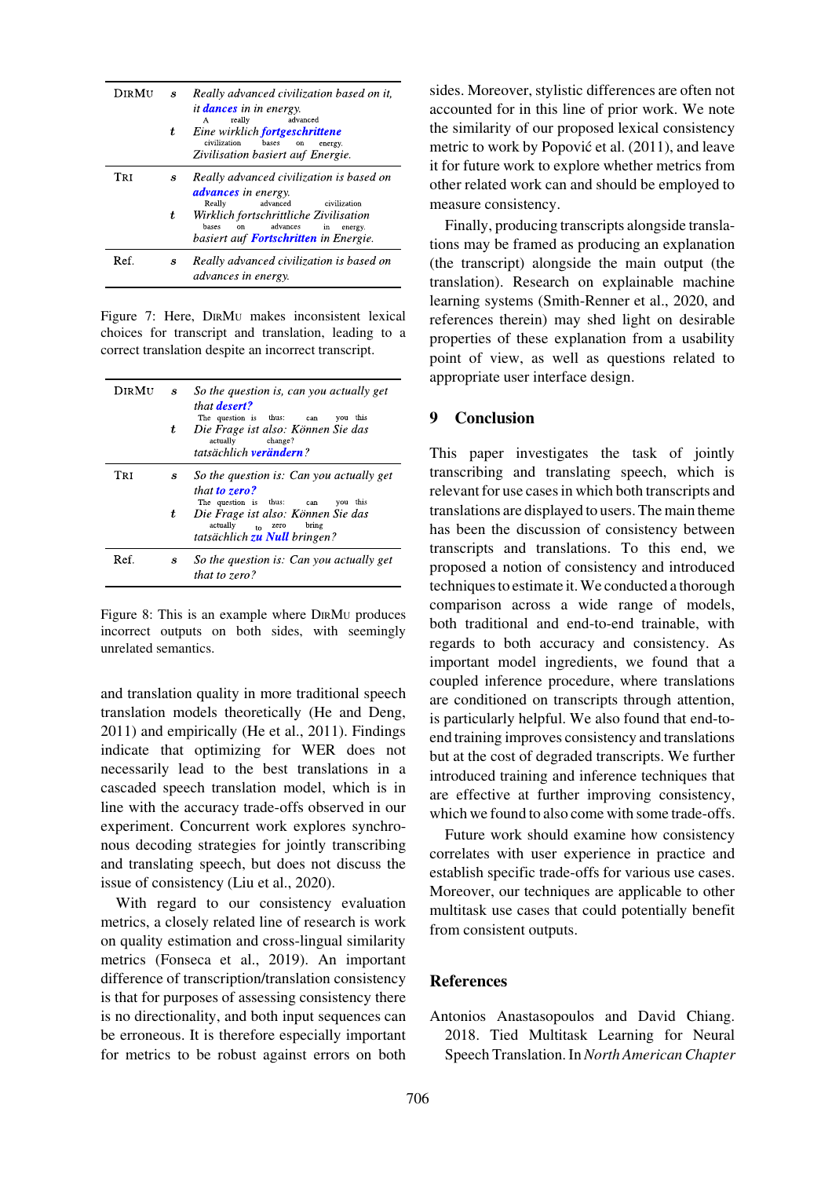| | | |
|---|---|---|
| DirMu | $s$ | *Really advanced civilization based on it, it **dances** in in energy.* |
| | $t$ | *Eine wirklich **fortgeschrittene** Zivilisation basiert auf Energie.* (A really advanced civilization bases on energy.) |
| Tri | $s$ | *Really advanced civilization is based on **advances** in energy.* |
| | $t$ | *Wirklich fortschrittliche Zivilisation basiert auf **Fortschritten** in Energie.* (Really advanced civilization bases on advances in energy.) |
| Ref. | $s$ | *Really advanced civilization is based on advances in energy.* |

Figure 7: Here, DirMu makes inconsistent lexical choices for transcript and translation, leading to a correct translation despite an incorrect transcript.

| | | |
|---|---|---|
| DirMu | $s$ | *So the question is, can you actually get that **desert?*** |
| | $t$ | *Die Frage ist also: Können Sie das tatsächlich **verändern**?* (The question is thus: can you this actually change?) |
| Tri | $s$ | *So the question is: Can you actually get that **to zero?*** |
| | $t$ | *Die Frage ist also: Können Sie das tatsächlich **zu Null** bringen?* (The question is thus: can you this actually to zero bring?) |
| Ref. | $s$ | *So the question is: Can you actually get that to zero?* |

Figure 8: This is an example where DirMu produces incorrect outputs on both sides, with seemingly unrelated semantics.

and translation quality in more traditional speech translation models theoretically (He and Deng, 2011) and empirically (He et al., 2011). Findings indicate that optimizing for WER does not necessarily lead to the best translations in a cascaded speech translation model, which is in line with the accuracy trade-offs observed in our experiment. Concurrent work explores synchronous decoding strategies for jointly transcribing and translating speech, but does not discuss the issue of consistency (Liu et al., 2020).

With regard to our consistency evaluation metrics, a closely related line of research is work on quality estimation and cross-lingual similarity metrics (Fonseca et al., 2019). An important difference of transcription/translation consistency is that for purposes of assessing consistency there is no directionality, and both input sequences can be erroneous. It is therefore especially important for metrics to be robust against errors on both sides. Moreover, stylistic differences are often not accounted for in this line of prior work. We note the similarity of our proposed lexical consistency metric to work by Popović et al. (2011), and leave it for future work to explore whether metrics from other related work can and should be employed to measure consistency.

Finally, producing transcripts alongside translations may be framed as producing an explanation (the transcript) alongside the main output (the translation). Research on explainable machine learning systems (Smith-Renner et al., 2020, and references therein) may shed light on desirable properties of these explanation from a usability point of view, as well as questions related to appropriate user interface design.

## 9 Conclusion

This paper investigates the task of jointly transcribing and translating speech, which is relevant for use cases in which both transcripts and translations are displayed to users. The main theme has been the discussion of consistency between transcripts and translations. To this end, we proposed a notion of consistency and introduced techniques to estimate it. We conducted a thorough comparison across a wide range of models, both traditional and end-to-end trainable, with regards to both accuracy and consistency. As important model ingredients, we found that a coupled inference procedure, where translations are conditioned on transcripts through attention, is particularly helpful. We also found that end-to-end training improves consistency and translations but at the cost of degraded transcripts. We further introduced training and inference techniques that are effective at further improving consistency, which we found to also come with some trade-offs.

Future work should examine how consistency correlates with user experience in practice and establish specific trade-offs for various use cases. Moreover, our techniques are applicable to other multitask use cases that could potentially benefit from consistent outputs.

## References

Antonios Anastasopoulos and David Chiang. 2018. Tied Multitask Learning for Neural Speech Translation. In *North American Chapter*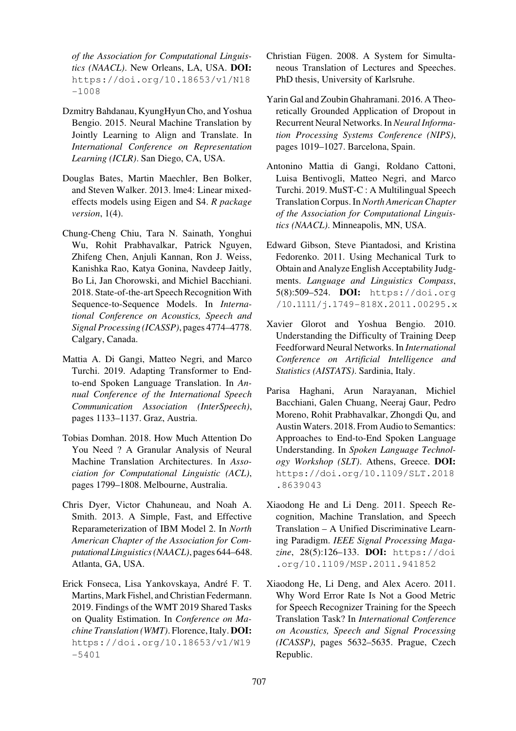*of the Association for Computational Linguistics (NAACL)*. New Orleans, LA, USA. **DOI:** https://doi.org/10.18653/v1/N18-1008

Dzmitry Bahdanau, KyungHyun Cho, and Yoshua Bengio. 2015. Neural Machine Translation by Jointly Learning to Align and Translate. In *International Conference on Representation Learning (ICLR)*. San Diego, CA, USA.

Douglas Bates, Martin Maechler, Ben Bolker, and Steven Walker. 2013. lme4: Linear mixed-effects models using Eigen and S4. *R package version*, 1(4).

Chung-Cheng Chiu, Tara N. Sainath, Yonghui Wu, Rohit Prabhavalkar, Patrick Nguyen, Zhifeng Chen, Anjuli Kannan, Ron J. Weiss, Kanishka Rao, Katya Gonina, Navdeep Jaitly, Bo Li, Jan Chorowski, and Michiel Bacchiani. 2018. State-of-the-art Speech Recognition With Sequence-to-Sequence Models. In *International Conference on Acoustics, Speech and Signal Processing (ICASSP)*, pages 4774–4778. Calgary, Canada.

Mattia A. Di Gangi, Matteo Negri, and Marco Turchi. 2019. Adapting Transformer to End-to-end Spoken Language Translation. In *Annual Conference of the International Speech Communication Association (InterSpeech)*, pages 1133–1137. Graz, Austria.

Tobias Domhan. 2018. How Much Attention Do You Need ? A Granular Analysis of Neural Machine Translation Architectures. In *Association for Computational Linguistic (ACL)*, pages 1799–1808. Melbourne, Australia.

Chris Dyer, Victor Chahuneau, and Noah A. Smith. 2013. A Simple, Fast, and Effective Reparameterization of IBM Model 2. In *North American Chapter of the Association for Computational Linguistics (NAACL)*, pages 644–648. Atlanta, GA, USA.

Erick Fonseca, Lisa Yankovskaya, André F. T. Martins, Mark Fishel, and Christian Federmann. 2019. Findings of the WMT 2019 Shared Tasks on Quality Estimation. In *Conference on Machine Translation (WMT)*. Florence, Italy. **DOI:** https://doi.org/10.18653/v1/W19-5401

Christian Fügen. 2008. A System for Simultaneous Translation of Lectures and Speeches. PhD thesis, University of Karlsruhe.

Yarin Gal and Zoubin Ghahramani. 2016. A Theoretically Grounded Application of Dropout in Recurrent Neural Networks. In *Neural Information Processing Systems Conference (NIPS)*, pages 1019–1027. Barcelona, Spain.

Antonino Mattia di Gangi, Roldano Cattoni, Luisa Bentivogli, Matteo Negri, and Marco Turchi. 2019. MuST-C : A Multilingual Speech Translation Corpus. In *North American Chapter of the Association for Computational Linguistics (NAACL)*. Minneapolis, MN, USA.

Edward Gibson, Steve Piantadosi, and Kristina Fedorenko. 2011. Using Mechanical Turk to Obtain and Analyze English Acceptability Judgments. *Language and Linguistics Compass*, 5(8):509–524. **DOI:** https://doi.org/10.1111/j.1749-818X.2011.00295.x

Xavier Glorot and Yoshua Bengio. 2010. Understanding the Difficulty of Training Deep Feedforward Neural Networks. In *International Conference on Artificial Intelligence and Statistics (AISTATS)*. Sardinia, Italy.

Parisa Haghani, Arun Narayanan, Michiel Bacchiani, Galen Chuang, Neeraj Gaur, Pedro Moreno, Rohit Prabhavalkar, Zhongdi Qu, and Austin Waters. 2018. From Audio to Semantics: Approaches to End-to-End Spoken Language Understanding. In *Spoken Language Technology Workshop (SLT)*. Athens, Greece. **DOI:** https://doi.org/10.1109/SLT.2018.8639043

Xiaodong He and Li Deng. 2011. Speech Recognition, Machine Translation, and Speech Translation – A Unified Discriminative Learning Paradigm. *IEEE Signal Processing Magazine*, 28(5):126–133. **DOI:** https://doi.org/10.1109/MSP.2011.941852

Xiaodong He, Li Deng, and Alex Acero. 2011. Why Word Error Rate Is Not a Good Metric for Speech Recognizer Training for the Speech Translation Task? In *International Conference on Acoustics, Speech and Signal Processing (ICASSP)*, pages 5632–5635. Prague, Czech Republic.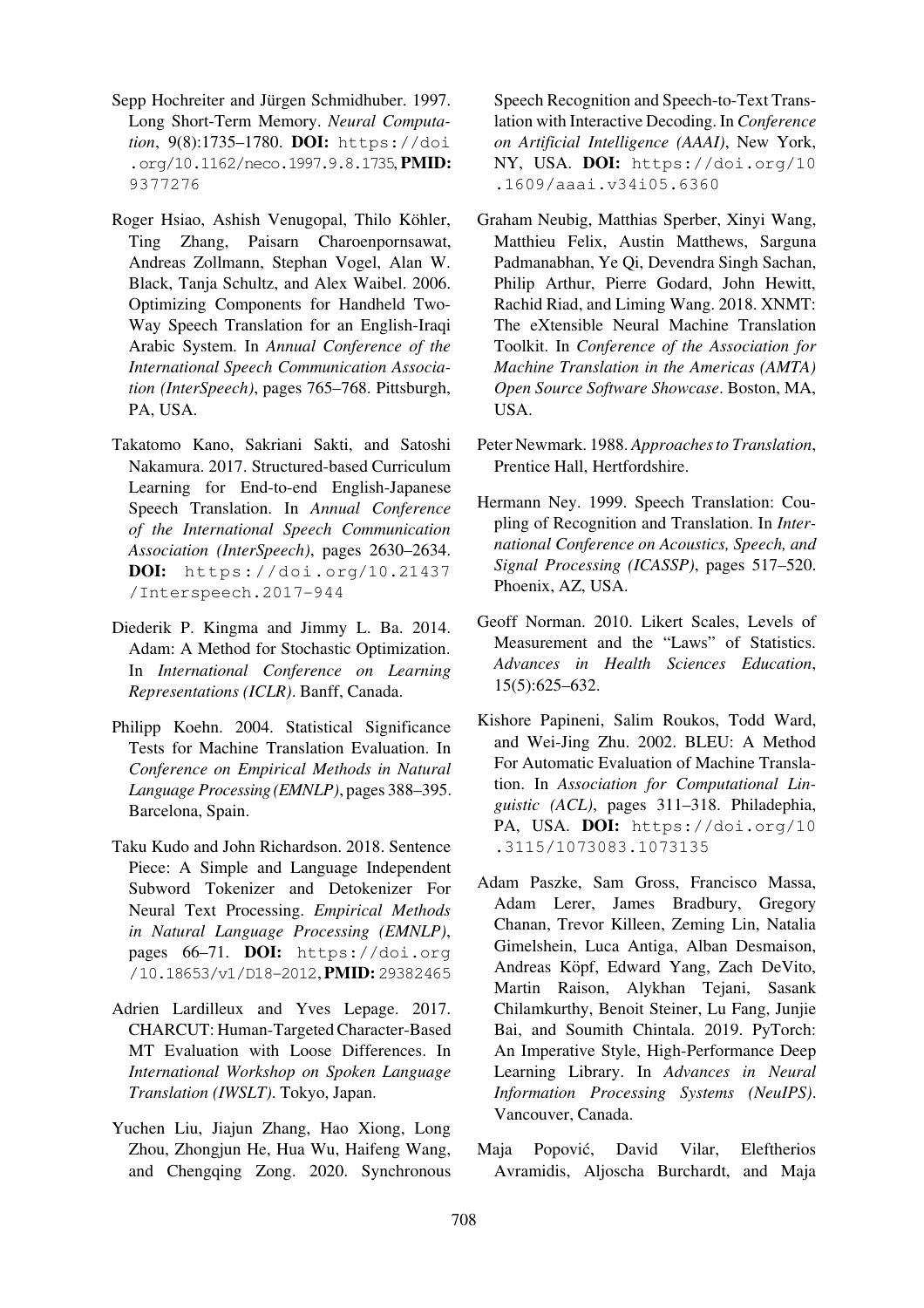Sepp Hochreiter and Jürgen Schmidhuber. 1997. Long Short-Term Memory. *Neural Computation*, 9(8):1735–1780. **DOI:** https://doi.org/10.1162/neco.1997.9.8.1735, **PMID:** 9377276

Roger Hsiao, Ashish Venugopal, Thilo Köhler, Ting Zhang, Paisarn Charoenpornsawat, Andreas Zollmann, Stephan Vogel, Alan W. Black, Tanja Schultz, and Alex Waibel. 2006. Optimizing Components for Handheld Two-Way Speech Translation for an English-Iraqi Arabic System. In *Annual Conference of the International Speech Communication Association (InterSpeech)*, pages 765–768. Pittsburgh, PA, USA.

Takatomo Kano, Sakriani Sakti, and Satoshi Nakamura. 2017. Structured-based Curriculum Learning for End-to-end English-Japanese Speech Translation. In *Annual Conference of the International Speech Communication Association (InterSpeech)*, pages 2630–2634. **DOI:** https://doi.org/10.21437/Interspeech.2017-944

Diederik P. Kingma and Jimmy L. Ba. 2014. Adam: A Method for Stochastic Optimization. In *International Conference on Learning Representations (ICLR)*. Banff, Canada.

Philipp Koehn. 2004. Statistical Significance Tests for Machine Translation Evaluation. In *Conference on Empirical Methods in Natural Language Processing (EMNLP)*, pages 388–395. Barcelona, Spain.

Taku Kudo and John Richardson. 2018. Sentence Piece: A Simple and Language Independent Subword Tokenizer and Detokenizer For Neural Text Processing. *Empirical Methods in Natural Language Processing (EMNLP)*, pages 66–71. **DOI:** https://doi.org/10.18653/v1/D18-2012, **PMID:** 29382465

Adrien Lardilleux and Yves Lepage. 2017. CHARCUT: Human-Targeted Character-Based MT Evaluation with Loose Differences. In *International Workshop on Spoken Language Translation (IWSLT)*. Tokyo, Japan.

Yuchen Liu, Jiajun Zhang, Hao Xiong, Long Zhou, Zhongjun He, Hua Wu, Haifeng Wang, and Chengqing Zong. 2020. Synchronous Speech Recognition and Speech-to-Text Translation with Interactive Decoding. In *Conference on Artificial Intelligence (AAAI)*, New York, NY, USA. **DOI:** https://doi.org/10.1609/aaai.v34i05.6360

Graham Neubig, Matthias Sperber, Xinyi Wang, Matthieu Felix, Austin Matthews, Sarguna Padmanabhan, Ye Qi, Devendra Singh Sachan, Philip Arthur, Pierre Godard, John Hewitt, Rachid Riad, and Liming Wang. 2018. XNMT: The eXtensible Neural Machine Translation Toolkit. In *Conference of the Association for Machine Translation in the Americas (AMTA) Open Source Software Showcase*. Boston, MA, USA.

Peter Newmark. 1988. *Approaches to Translation*, Prentice Hall, Hertfordshire.

Hermann Ney. 1999. Speech Translation: Coupling of Recognition and Translation. In *International Conference on Acoustics, Speech, and Signal Processing (ICASSP)*, pages 517–520. Phoenix, AZ, USA.

Geoff Norman. 2010. Likert Scales, Levels of Measurement and the "Laws" of Statistics. *Advances in Health Sciences Education*, 15(5):625–632.

Kishore Papineni, Salim Roukos, Todd Ward, and Wei-Jing Zhu. 2002. BLEU: A Method For Automatic Evaluation of Machine Translation. In *Association for Computational Linguistic (ACL)*, pages 311–318. Philadephia, PA, USA. **DOI:** https://doi.org/10.3115/1073083.1073135

Adam Paszke, Sam Gross, Francisco Massa, Adam Lerer, James Bradbury, Gregory Chanan, Trevor Killeen, Zeming Lin, Natalia Gimelshein, Luca Antiga, Alban Desmaison, Andreas Köpf, Edward Yang, Zach DeVito, Martin Raison, Alykhan Tejani, Sasank Chilamkurthy, Benoit Steiner, Lu Fang, Junjie Bai, and Soumith Chintala. 2019. PyTorch: An Imperative Style, High-Performance Deep Learning Library. In *Advances in Neural Information Processing Systems (NeuIPS)*. Vancouver, Canada.

Maja Popović, David Vilar, Eleftherios Avramidis, Aljoscha Burchardt, and Maja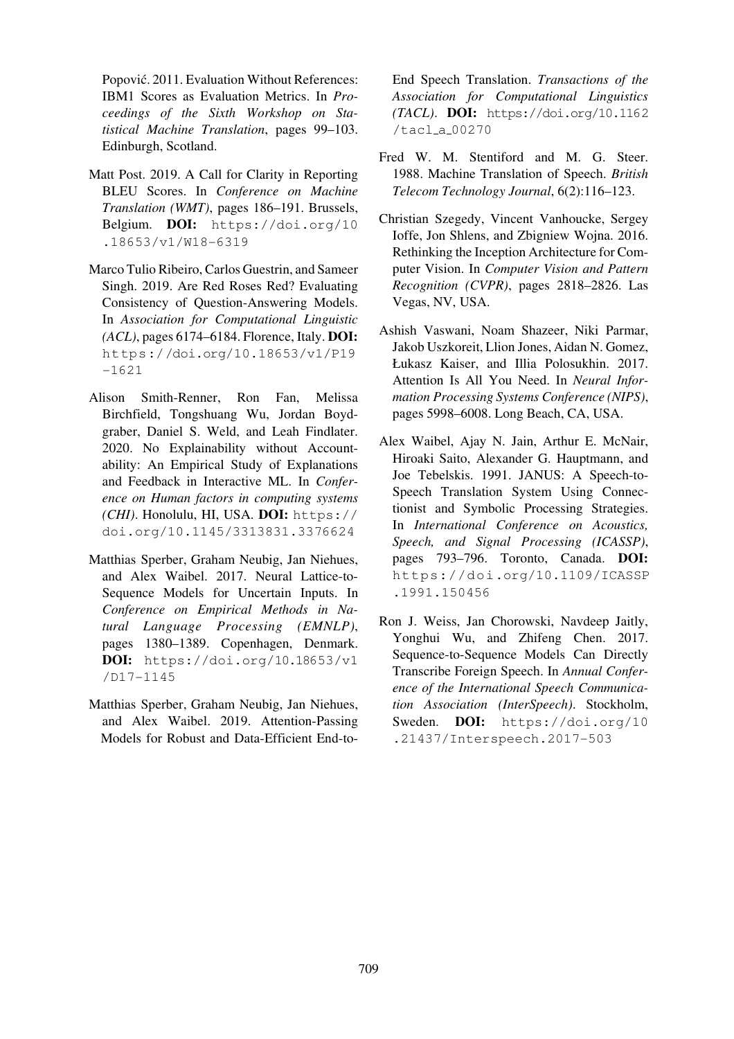Popović. 2011. Evaluation Without References: IBM1 Scores as Evaluation Metrics. In *Proceedings of the Sixth Workshop on Statistical Machine Translation*, pages 99–103. Edinburgh, Scotland.

Matt Post. 2019. A Call for Clarity in Reporting BLEU Scores. In *Conference on Machine Translation (WMT)*, pages 186–191. Brussels, Belgium. **DOI:** `https://doi.org/10.18653/v1/W18-6319`

Marco Tulio Ribeiro, Carlos Guestrin, and Sameer Singh. 2019. Are Red Roses Red? Evaluating Consistency of Question-Answering Models. In *Association for Computational Linguistic (ACL)*, pages 6174–6184. Florence, Italy. **DOI:** `https://doi.org/10.18653/v1/P19-1621`

Alison Smith-Renner, Ron Fan, Melissa Birchfield, Tongshuang Wu, Jordan Boyd-graber, Daniel S. Weld, and Leah Findlater. 2020. No Explainability without Accountability: An Empirical Study of Explanations and Feedback in Interactive ML. In *Conference on Human factors in computing systems (CHI)*. Honolulu, HI, USA. **DOI:** `https://doi.org/10.1145/3313831.3376624`

Matthias Sperber, Graham Neubig, Jan Niehues, and Alex Waibel. 2017. Neural Lattice-to-Sequence Models for Uncertain Inputs. In *Conference on Empirical Methods in Natural Language Processing (EMNLP)*, pages 1380–1389. Copenhagen, Denmark. **DOI:** `https://doi.org/10.18653/v1/D17-1145`

Matthias Sperber, Graham Neubig, Jan Niehues, and Alex Waibel. 2019. Attention-Passing Models for Robust and Data-Efficient End-to-End Speech Translation. *Transactions of the Association for Computational Linguistics (TACL)*. **DOI:** `https://doi.org/10.1162/tacl_a_00270`

Fred W. M. Stentiford and M. G. Steer. 1988. Machine Translation of Speech. *British Telecom Technology Journal*, 6(2):116–123.

Christian Szegedy, Vincent Vanhoucke, Sergey Ioffe, Jon Shlens, and Zbigniew Wojna. 2016. Rethinking the Inception Architecture for Computer Vision. In *Computer Vision and Pattern Recognition (CVPR)*, pages 2818–2826. Las Vegas, NV, USA.

Ashish Vaswani, Noam Shazeer, Niki Parmar, Jakob Uszkoreit, Llion Jones, Aidan N. Gomez, Łukasz Kaiser, and Illia Polosukhin. 2017. Attention Is All You Need. In *Neural Information Processing Systems Conference (NIPS)*, pages 5998–6008. Long Beach, CA, USA.

Alex Waibel, Ajay N. Jain, Arthur E. McNair, Hiroaki Saito, Alexander G. Hauptmann, and Joe Tebelskis. 1991. JANUS: A Speech-to-Speech Translation System Using Connectionist and Symbolic Processing Strategies. In *International Conference on Acoustics, Speech, and Signal Processing (ICASSP)*, pages 793–796. Toronto, Canada. **DOI:** `https://doi.org/10.1109/ICASSP.1991.150456`

Ron J. Weiss, Jan Chorowski, Navdeep Jaitly, Yonghui Wu, and Zhifeng Chen. 2017. Sequence-to-Sequence Models Can Directly Transcribe Foreign Speech. In *Annual Conference of the International Speech Communication Association (InterSpeech)*. Stockholm, Sweden. **DOI:** `https://doi.org/10.21437/Interspeech.2017-503`